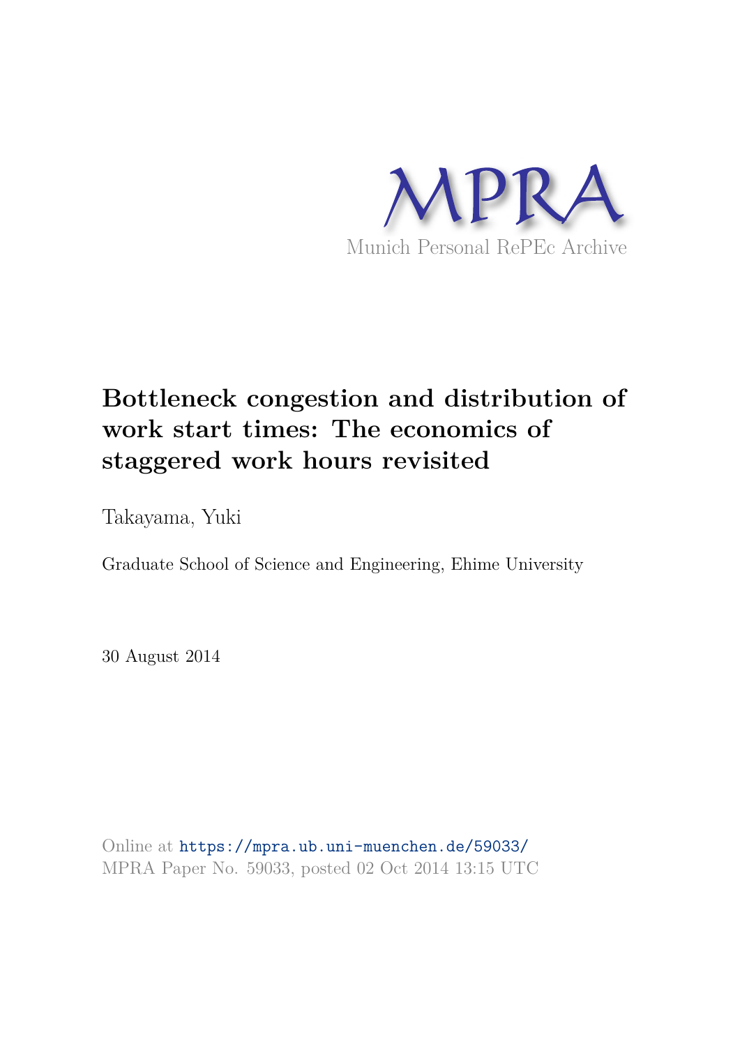MPRA

Munich Personal RePEc Archive

# Bottleneck congestion and distribution of work start times: The economics of staggered work hours revisited

Takayama, Yuki

Graduate School of Science and Engineering, Ehime University

30 August 2014

Online at https://mpra.ub.uni-muenchen.de/59033/
MPRA Paper No. 59033, posted 02 Oct 2014 13:15 UTC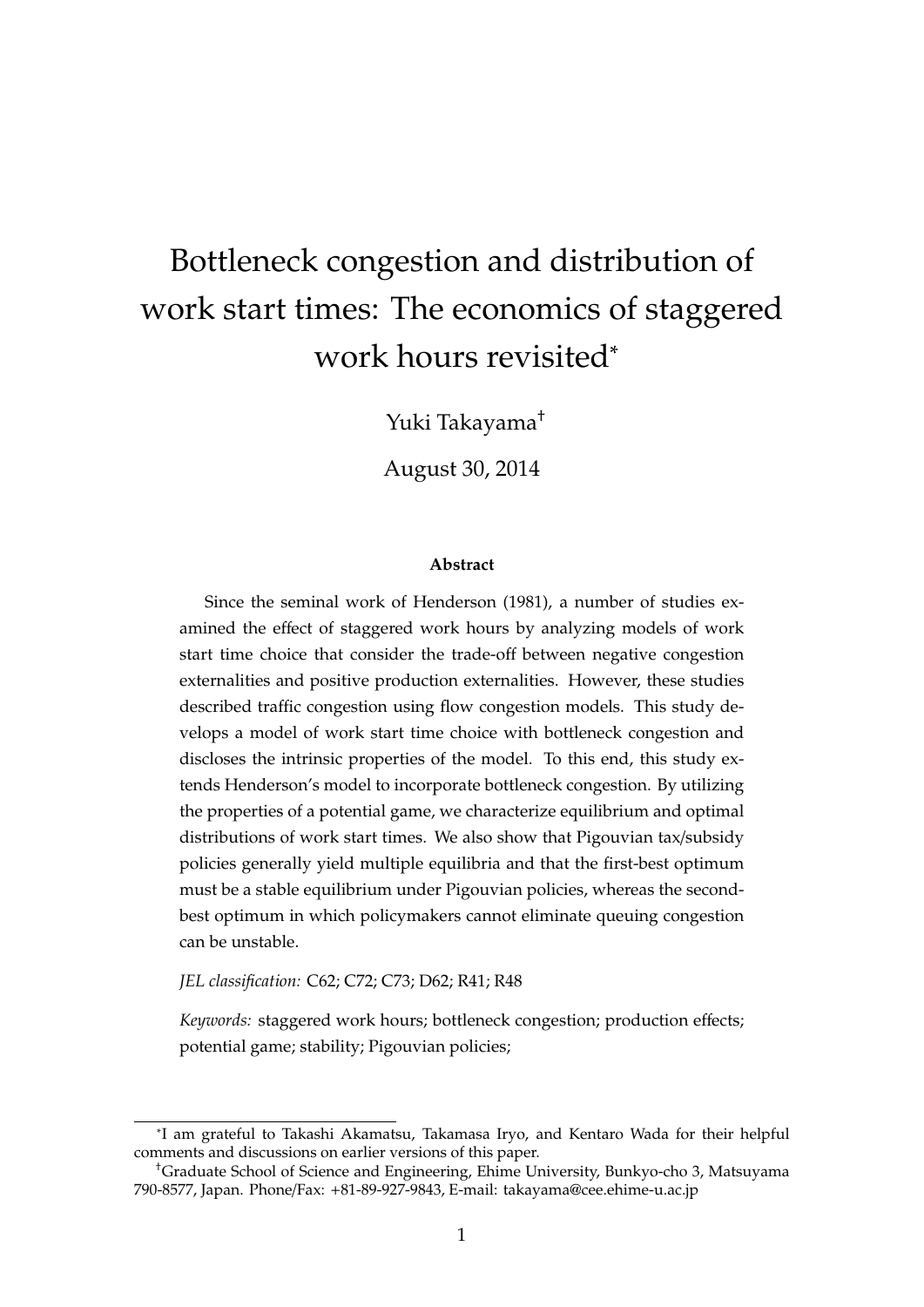# Bottleneck congestion and distribution of work start times: The economics of staggered work hours revisited*

Yuki Takayama†

August 30, 2014

**Abstract**

Since the seminal work of Henderson (1981), a number of studies examined the effect of staggered work hours by analyzing models of work start time choice that consider the trade-off between negative congestion externalities and positive production externalities. However, these studies described traffic congestion using flow congestion models. This study develops a model of work start time choice with bottleneck congestion and discloses the intrinsic properties of the model. To this end, this study extends Henderson's model to incorporate bottleneck congestion. By utilizing the properties of a potential game, we characterize equilibrium and optimal distributions of work start times. We also show that Pigouvian tax/subsidy policies generally yield multiple equilibria and that the first-best optimum must be a stable equilibrium under Pigouvian policies, whereas the second-best optimum in which policymakers cannot eliminate queuing congestion can be unstable.

*JEL classification:* C62; C72; C73; D62; R41; R48

*Keywords:* staggered work hours; bottleneck congestion; production effects; potential game; stability; Pigouvian policies;

---

*I am grateful to Takashi Akamatsu, Takamasa Iryo, and Kentaro Wada for their helpful comments and discussions on earlier versions of this paper.

†Graduate School of Science and Engineering, Ehime University, Bunkyo-cho 3, Matsuyama 790-8577, Japan. Phone/Fax: +81-89-927-9843, E-mail: takayama@cee.ehime-u.ac.jp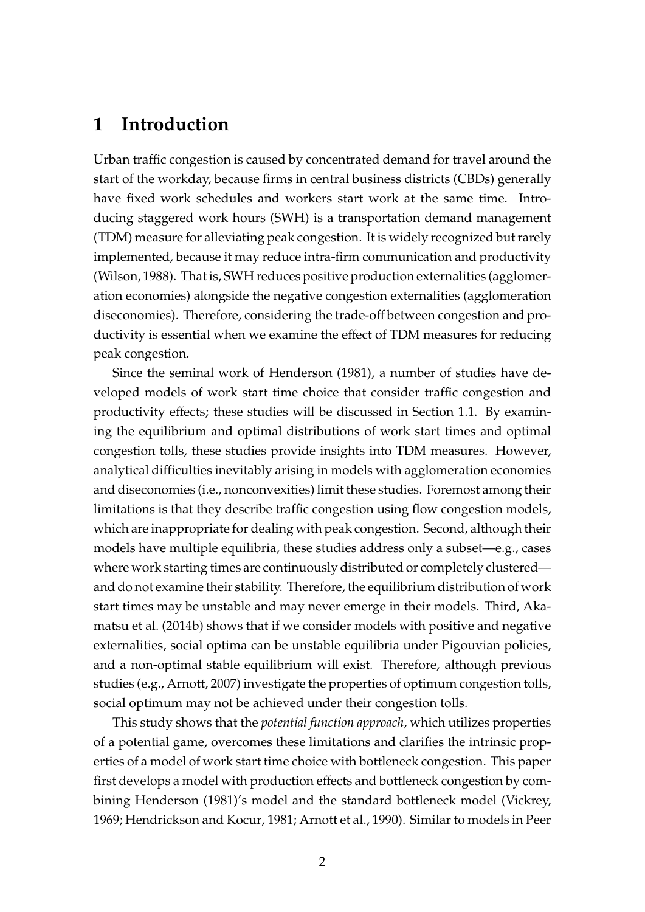# 1 Introduction

Urban traffic congestion is caused by concentrated demand for travel around the start of the workday, because firms in central business districts (CBDs) generally have fixed work schedules and workers start work at the same time. Introducing staggered work hours (SWH) is a transportation demand management (TDM) measure for alleviating peak congestion. It is widely recognized but rarely implemented, because it may reduce intra-firm communication and productivity (Wilson, 1988). That is, SWH reduces positive production externalities (agglomeration economies) alongside the negative congestion externalities (agglomeration diseconomies). Therefore, considering the trade-off between congestion and productivity is essential when we examine the effect of TDM measures for reducing peak congestion.

Since the seminal work of Henderson (1981), a number of studies have developed models of work start time choice that consider traffic congestion and productivity effects; these studies will be discussed in Section 1.1. By examining the equilibrium and optimal distributions of work start times and optimal congestion tolls, these studies provide insights into TDM measures. However, analytical difficulties inevitably arising in models with agglomeration economies and diseconomies (i.e., nonconvexities) limit these studies. Foremost among their limitations is that they describe traffic congestion using flow congestion models, which are inappropriate for dealing with peak congestion. Second, although their models have multiple equilibria, these studies address only a subset—e.g., cases where work starting times are continuously distributed or completely clustered—and do not examine their stability. Therefore, the equilibrium distribution of work start times may be unstable and may never emerge in their models. Third, Akamatsu et al. (2014b) shows that if we consider models with positive and negative externalities, social optima can be unstable equilibria under Pigouvian policies, and a non-optimal stable equilibrium will exist. Therefore, although previous studies (e.g., Arnott, 2007) investigate the properties of optimum congestion tolls, social optimum may not be achieved under their congestion tolls.

This study shows that the *potential function approach*, which utilizes properties of a potential game, overcomes these limitations and clarifies the intrinsic properties of a model of work start time choice with bottleneck congestion. This paper first develops a model with production effects and bottleneck congestion by combining Henderson (1981)'s model and the standard bottleneck model (Vickrey, 1969; Hendrickson and Kocur, 1981; Arnott et al., 1990). Similar to models in Peer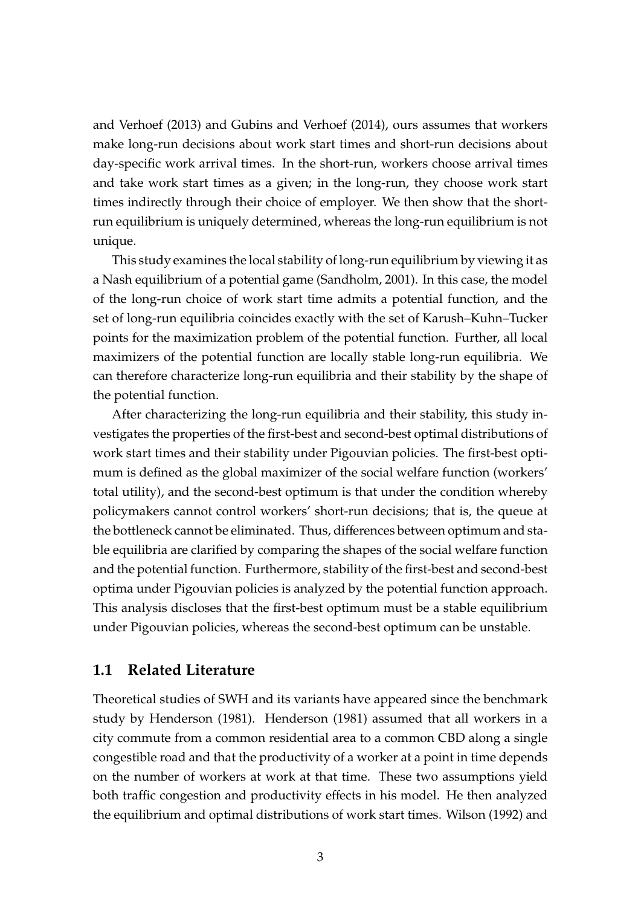and Verhoef (2013) and Gubins and Verhoef (2014), ours assumes that workers make long-run decisions about work start times and short-run decisions about day-specific work arrival times. In the short-run, workers choose arrival times and take work start times as a given; in the long-run, they choose work start times indirectly through their choice of employer. We then show that the short-run equilibrium is uniquely determined, whereas the long-run equilibrium is not unique.

This study examines the local stability of long-run equilibrium by viewing it as a Nash equilibrium of a potential game (Sandholm, 2001). In this case, the model of the long-run choice of work start time admits a potential function, and the set of long-run equilibria coincides exactly with the set of Karush–Kuhn–Tucker points for the maximization problem of the potential function. Further, all local maximizers of the potential function are locally stable long-run equilibria. We can therefore characterize long-run equilibria and their stability by the shape of the potential function.

After characterizing the long-run equilibria and their stability, this study investigates the properties of the first-best and second-best optimal distributions of work start times and their stability under Pigouvian policies. The first-best optimum is defined as the global maximizer of the social welfare function (workers' total utility), and the second-best optimum is that under the condition whereby policymakers cannot control workers' short-run decisions; that is, the queue at the bottleneck cannot be eliminated. Thus, differences between optimum and stable equilibria are clarified by comparing the shapes of the social welfare function and the potential function. Furthermore, stability of the first-best and second-best optima under Pigouvian policies is analyzed by the potential function approach. This analysis discloses that the first-best optimum must be a stable equilibrium under Pigouvian policies, whereas the second-best optimum can be unstable.

## 1.1 Related Literature

Theoretical studies of SWH and its variants have appeared since the benchmark study by Henderson (1981). Henderson (1981) assumed that all workers in a city commute from a common residential area to a common CBD along a single congestible road and that the productivity of a worker at a point in time depends on the number of workers at work at that time. These two assumptions yield both traffic congestion and productivity effects in his model. He then analyzed the equilibrium and optimal distributions of work start times. Wilson (1992) and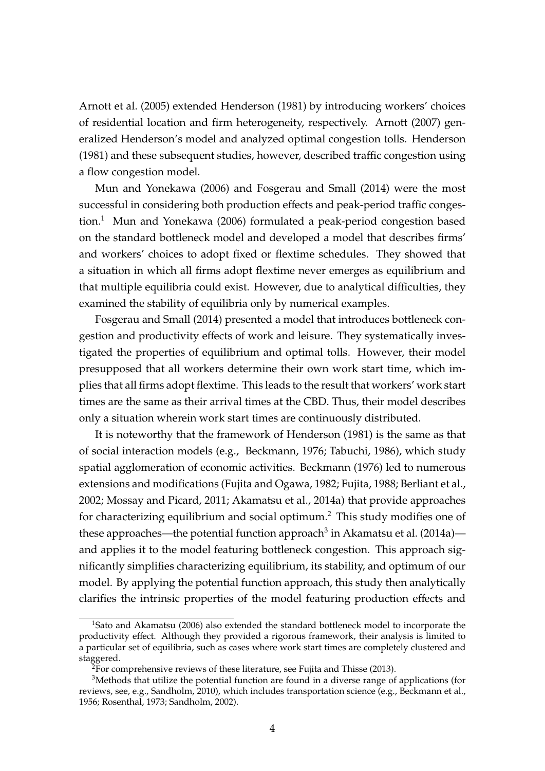Arnott et al. (2005) extended Henderson (1981) by introducing workers' choices of residential location and firm heterogeneity, respectively. Arnott (2007) generalized Henderson's model and analyzed optimal congestion tolls. Henderson (1981) and these subsequent studies, however, described traffic congestion using a flow congestion model.

Mun and Yonekawa (2006) and Fosgerau and Small (2014) were the most successful in considering both production effects and peak-period traffic congestion.[1] Mun and Yonekawa (2006) formulated a peak-period congestion based on the standard bottleneck model and developed a model that describes firms' and workers' choices to adopt fixed or flextime schedules. They showed that a situation in which all firms adopt flextime never emerges as equilibrium and that multiple equilibria could exist. However, due to analytical difficulties, they examined the stability of equilibria only by numerical examples.

Fosgerau and Small (2014) presented a model that introduces bottleneck congestion and productivity effects of work and leisure. They systematically investigated the properties of equilibrium and optimal tolls. However, their model presupposed that all workers determine their own work start time, which implies that all firms adopt flextime. This leads to the result that workers' work start times are the same as their arrival times at the CBD. Thus, their model describes only a situation wherein work start times are continuously distributed.

It is noteworthy that the framework of Henderson (1981) is the same as that of social interaction models (e.g., Beckmann, 1976; Tabuchi, 1986), which study spatial agglomeration of economic activities. Beckmann (1976) led to numerous extensions and modifications (Fujita and Ogawa, 1982; Fujita, 1988; Berliant et al., 2002; Mossay and Picard, 2011; Akamatsu et al., 2014a) that provide approaches for characterizing equilibrium and social optimum.[2] This study modifies one of these approaches—the potential function approach[3] in Akamatsu et al. (2014a)—and applies it to the model featuring bottleneck congestion. This approach significantly simplifies characterizing equilibrium, its stability, and optimum of our model. By applying the potential function approach, this study then analytically clarifies the intrinsic properties of the model featuring production effects and

[1] Sato and Akamatsu (2006) also extended the standard bottleneck model to incorporate the productivity effect. Although they provided a rigorous framework, their analysis is limited to a particular set of equilibria, such as cases where work start times are completely clustered and staggered.

[2] For comprehensive reviews of these literature, see Fujita and Thisse (2013).

[3] Methods that utilize the potential function are found in a diverse range of applications (for reviews, see, e.g., Sandholm, 2010), which includes transportation science (e.g., Beckmann et al., 1956; Rosenthal, 1973; Sandholm, 2002).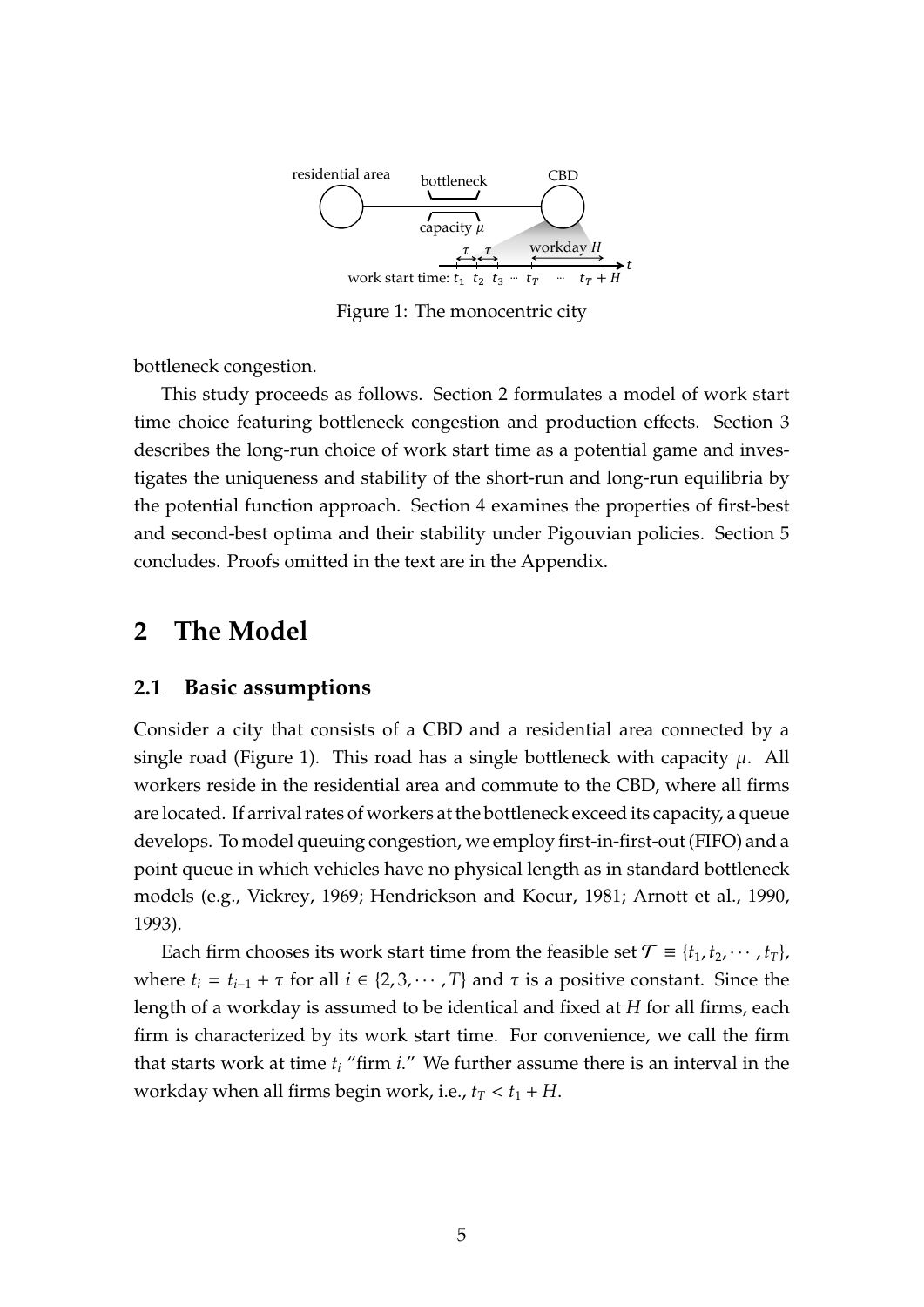Figure 1: The monocentric city

bottleneck congestion.

This study proceeds as follows. Section 2 formulates a model of work start time choice featuring bottleneck congestion and production effects. Section 3 describes the long-run choice of work start time as a potential game and investigates the uniqueness and stability of the short-run and long-run equilibria by the potential function approach. Section 4 examines the properties of first-best and second-best optima and their stability under Pigouvian policies. Section 5 concludes. Proofs omitted in the text are in the Appendix.

## 2 The Model

### 2.1 Basic assumptions

Consider a city that consists of a CBD and a residential area connected by a single road (Figure 1). This road has a single bottleneck with capacity $\mu$. All workers reside in the residential area and commute to the CBD, where all firms are located. If arrival rates of workers at the bottleneck exceed its capacity, a queue develops. To model queuing congestion, we employ first-in-first-out (FIFO) and a point queue in which vehicles have no physical length as in standard bottleneck models (e.g., Vickrey, 1969; Hendrickson and Kocur, 1981; Arnott et al., 1990, 1993).

Each firm chooses its work start time from the feasible set $\mathcal{T} \equiv \{t_1, t_2, \cdots, t_T\}$, where $t_i = t_{i-1} + \tau$ for all $i \in \{2, 3, \cdots, T\}$ and $\tau$ is a positive constant. Since the length of a workday is assumed to be identical and fixed at $H$ for all firms, each firm is characterized by its work start time. For convenience, we call the firm that starts work at time $t_i$ "firm $i$." We further assume there is an interval in the workday when all firms begin work, i.e., $t_T < t_1 + H$.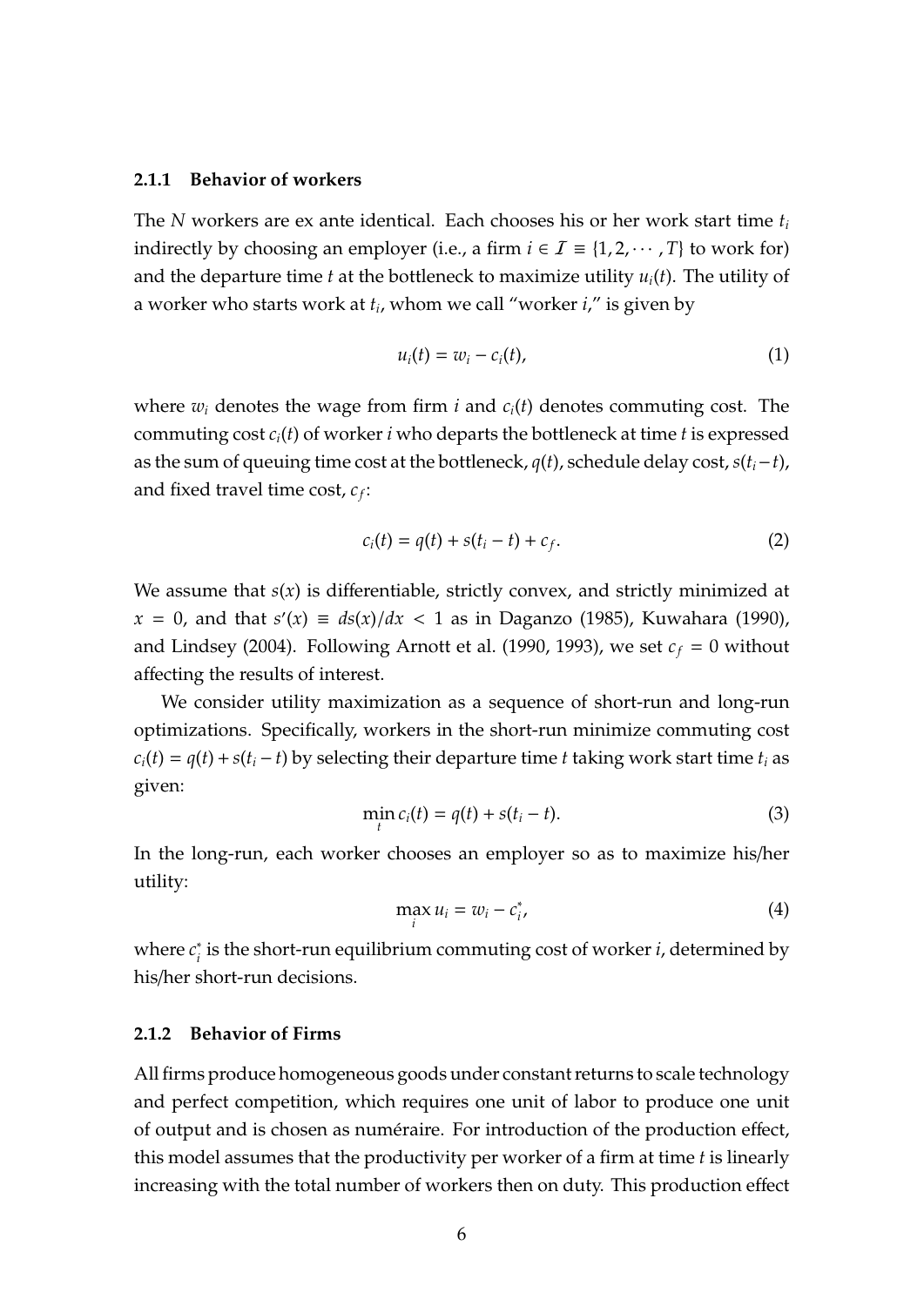### 2.1.1 Behavior of workers

The $N$ workers are ex ante identical. Each chooses his or her work start time $t_i$ indirectly by choosing an employer (i.e., a firm $i \in \mathcal{I} \equiv \{1, 2, \cdots, T\}$ to work for) and the departure time $t$ at the bottleneck to maximize utility $u_i(t)$. The utility of a worker who starts work at $t_i$, whom we call "worker $i$," is given by

$$u_i(t) = w_i - c_i(t), \tag{1}$$

where $w_i$ denotes the wage from firm $i$ and $c_i(t)$ denotes commuting cost. The commuting cost $c_i(t)$ of worker $i$ who departs the bottleneck at time $t$ is expressed as the sum of queuing time cost at the bottleneck, $q(t)$, schedule delay cost, $s(t_i - t)$, and fixed travel time cost, $c_f$:

$$c_i(t) = q(t) + s(t_i - t) + c_f. \tag{2}$$

We assume that $s(x)$ is differentiable, strictly convex, and strictly minimized at $x = 0$, and that $s'(x) \equiv ds(x)/dx < 1$ as in Daganzo (1985), Kuwahara (1990), and Lindsey (2004). Following Arnott et al. (1990, 1993), we set $c_f = 0$ without affecting the results of interest.

We consider utility maximization as a sequence of short-run and long-run optimizations. Specifically, workers in the short-run minimize commuting cost $c_i(t) = q(t) + s(t_i - t)$ by selecting their departure time $t$ taking work start time $t_i$ as given:

$$\min_t c_i(t) = q(t) + s(t_i - t). \tag{3}$$

In the long-run, each worker chooses an employer so as to maximize his/her utility:

$$\max_i u_i = w_i - c_i^*, \tag{4}$$

where $c_i^*$ is the short-run equilibrium commuting cost of worker $i$, determined by his/her short-run decisions.

### 2.1.2 Behavior of Firms

All firms produce homogeneous goods under constant returns to scale technology and perfect competition, which requires one unit of labor to produce one unit of output and is chosen as numéraire. For introduction of the production effect, this model assumes that the productivity per worker of a firm at time $t$ is linearly increasing with the total number of workers then on duty. This production effect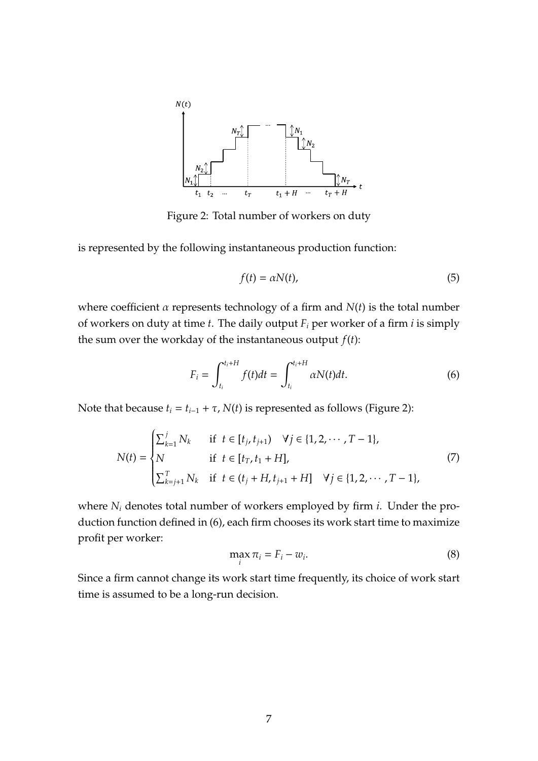Figure 2: Total number of workers on duty

is represented by the following instantaneous production function:

$$f(t) = \alpha N(t), \tag{5}$$

where coefficient $\alpha$ represents technology of a firm and $N(t)$ is the total number of workers on duty at time $t$. The daily output $F_i$ per worker of a firm $i$ is simply the sum over the workday of the instantaneous output $f(t)$:

$$F_i = \int_{t_i}^{t_i+H} f(t)dt = \int_{t_i}^{t_i+H} \alpha N(t)dt. \tag{6}$$

Note that because $t_i = t_{i-1} + \tau$, $N(t)$ is represented as follows (Figure 2):

$$N(t) = \begin{cases} \sum_{k=1}^{j} N_k & \text{if } \ t \in [t_j, t_{j+1}) \quad \forall j \in \{1, 2, \cdots, T-1\}, \\ N & \text{if } \ t \in [t_T, t_1 + H], \\ \sum_{k=j+1}^{T} N_k & \text{if } \ t \in (t_j + H, t_{j+1} + H] \quad \forall j \in \{1, 2, \cdots, T-1\}, \end{cases} \tag{7}$$

where $N_i$ denotes total number of workers employed by firm $i$. Under the production function defined in (6), each firm chooses its work start time to maximize profit per worker:

$$\max_i \pi_i = F_i - w_i. \tag{8}$$

Since a firm cannot change its work start time frequently, its choice of work start time is assumed to be a long-run decision.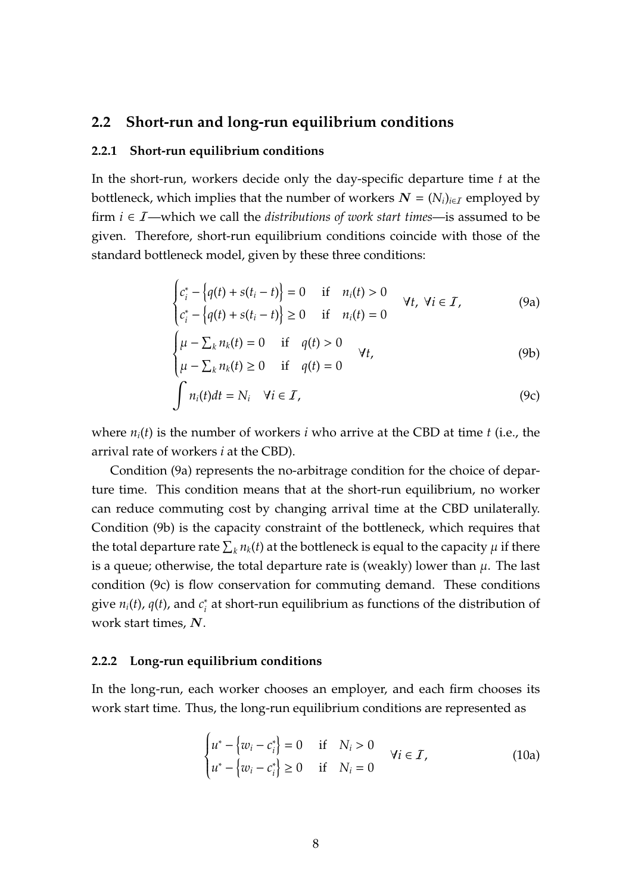## 2.2 Short-run and long-run equilibrium conditions

### 2.2.1 Short-run equilibrium conditions

In the short-run, workers decide only the day-specific departure time $t$ at the bottleneck, which implies that the number of workers $\boldsymbol{N} = (N_i)_{i \in \mathcal{I}}$ employed by firm $i \in \mathcal{I}$—which we call the *distributions of work start times*—is assumed to be given. Therefore, short-run equilibrium conditions coincide with those of the standard bottleneck model, given by these three conditions:

$$
\begin{cases}
c_i^* - \left\{ q(t) + s(t_i - t) \right\} = 0 & \text{if} \quad n_i(t) > 0 \\
c_i^* - \left\{ q(t) + s(t_i - t) \right\} \geq 0 & \text{if} \quad n_i(t) = 0
\end{cases}
\quad \forall t, \ \forall i \in \mathcal{I}, \tag{9a}
$$

$$
\begin{cases}
\mu - \sum_k n_k(t) = 0 & \text{if} \quad q(t) > 0 \\
\mu - \sum_k n_k(t) \geq 0 & \text{if} \quad q(t) = 0
\end{cases}
\quad \forall t, \tag{9b}
$$

$$
\int n_i(t) dt = N_i \quad \forall i \in \mathcal{I}, \tag{9c}
$$

where $n_i(t)$ is the number of workers $i$ who arrive at the CBD at time $t$ (i.e., the arrival rate of workers $i$ at the CBD).

Condition (9a) represents the no-arbitrage condition for the choice of departure time. This condition means that at the short-run equilibrium, no worker can reduce commuting cost by changing arrival time at the CBD unilaterally. Condition (9b) is the capacity constraint of the bottleneck, which requires that the total departure rate $\sum_k n_k(t)$ at the bottleneck is equal to the capacity $\mu$ if there is a queue; otherwise, the total departure rate is (weakly) lower than $\mu$. The last condition (9c) is flow conservation for commuting demand. These conditions give $n_i(t)$, $q(t)$, and $c_i^*$ at short-run equilibrium as functions of the distribution of work start times, $\boldsymbol{N}$.

### 2.2.2 Long-run equilibrium conditions

In the long-run, each worker chooses an employer, and each firm chooses its work start time. Thus, the long-run equilibrium conditions are represented as

$$
\begin{cases}
u^* - \left\{ w_i - c_i^* \right\} = 0 & \text{if} \quad N_i > 0 \\
u^* - \left\{ w_i - c_i^* \right\} \geq 0 & \text{if} \quad N_i = 0
\end{cases}
\quad \forall i \in \mathcal{I}, \tag{10a}
$$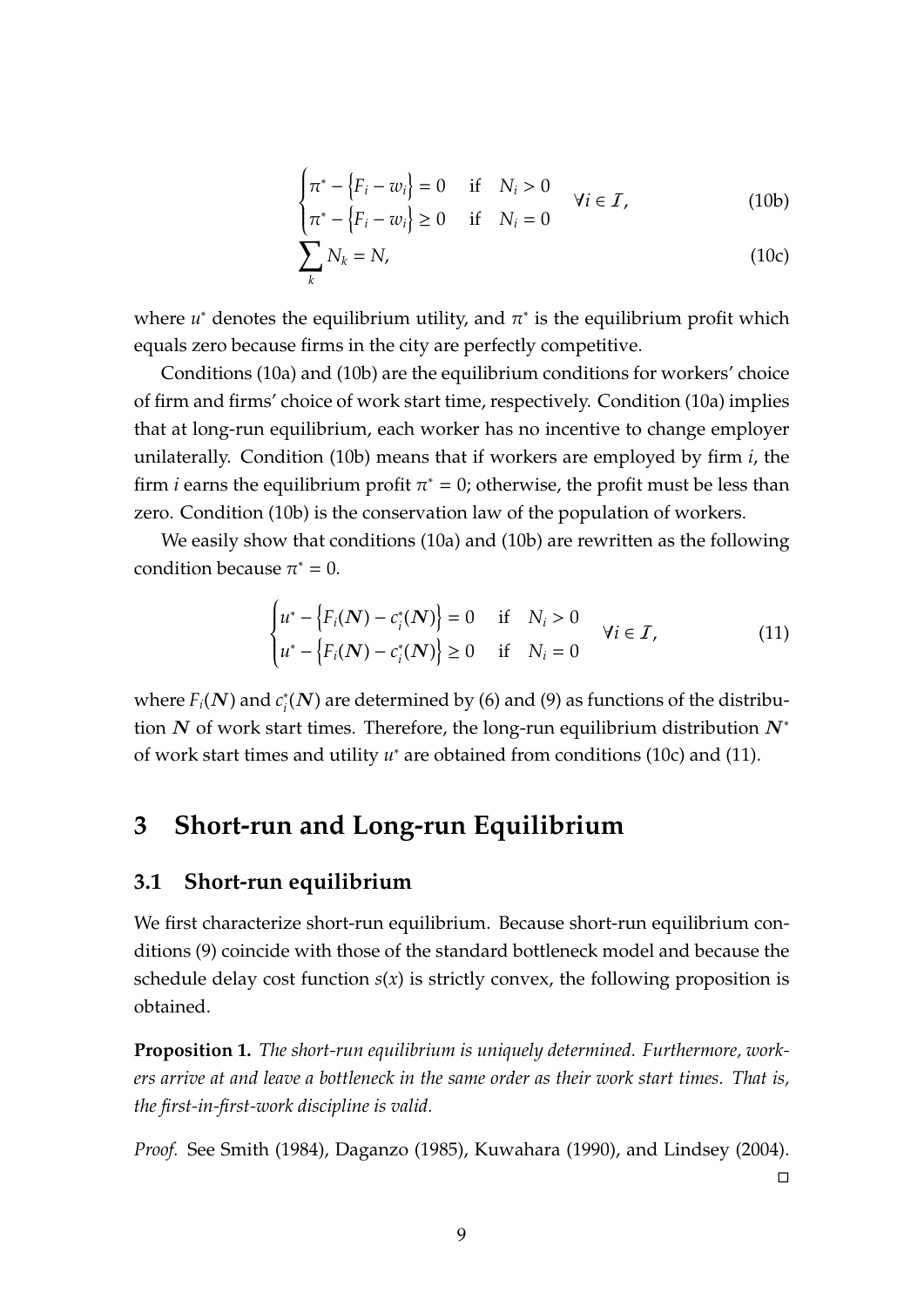$$
\begin{cases}
\pi^* - \left\{F_i - w_i\right\} = 0 & \text{if} \quad N_i > 0 \\
\pi^* - \left\{F_i - w_i\right\} \geq 0 & \text{if} \quad N_i = 0
\end{cases}
\quad \forall i \in \mathcal{I}, \tag{10b}
$$

$$
\sum_k N_k = N, \tag{10c}
$$

where $u^*$ denotes the equilibrium utility, and $\pi^*$ is the equilibrium profit which equals zero because firms in the city are perfectly competitive.

Conditions (10a) and (10b) are the equilibrium conditions for workers' choice of firm and firms' choice of work start time, respectively. Condition (10a) implies that at long-run equilibrium, each worker has no incentive to change employer unilaterally. Condition (10b) means that if workers are employed by firm $i$, the firm $i$ earns the equilibrium profit $\pi^* = 0$; otherwise, the profit must be less than zero. Condition (10b) is the conservation law of the population of workers.

We easily show that conditions (10a) and (10b) are rewritten as the following condition because $\pi^* = 0$.

$$
\begin{cases}
u^* - \left\{F_i(\boldsymbol{N}) - c_i^*(\boldsymbol{N})\right\} = 0 & \text{if} \quad N_i > 0 \\
u^* - \left\{F_i(\boldsymbol{N}) - c_i^*(\boldsymbol{N})\right\} \geq 0 & \text{if} \quad N_i = 0
\end{cases}
\quad \forall i \in \mathcal{I}, \tag{11}
$$

where $F_i(\boldsymbol{N})$ and $c_i^*(\boldsymbol{N})$ are determined by (6) and (9) as functions of the distribution $\boldsymbol{N}$ of work start times. Therefore, the long-run equilibrium distribution $\boldsymbol{N}^*$ of work start times and utility $u^*$ are obtained from conditions (10c) and (11).

# 3 Short-run and Long-run Equilibrium

## 3.1 Short-run equilibrium

We first characterize short-run equilibrium. Because short-run equilibrium conditions (9) coincide with those of the standard bottleneck model and because the schedule delay cost function $s(x)$ is strictly convex, the following proposition is obtained.

**Proposition 1.** *The short-run equilibrium is uniquely determined. Furthermore, workers arrive at and leave a bottleneck in the same order as their work start times. That is, the first-in-first-work discipline is valid.*

*Proof.* See Smith (1984), Daganzo (1985), Kuwahara (1990), and Lindsey (2004). □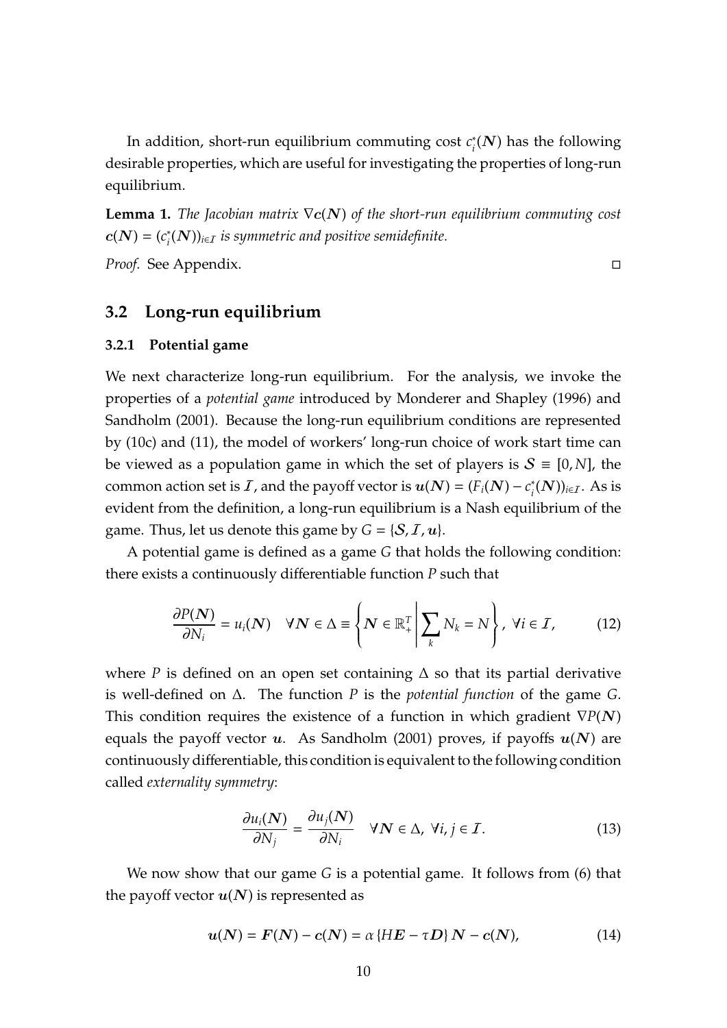In addition, short-run equilibrium commuting cost $c_i^*(\boldsymbol{N})$ has the following desirable properties, which are useful for investigating the properties of long-run equilibrium.

**Lemma 1.** *The Jacobian matrix $\nabla \boldsymbol{c}(\boldsymbol{N})$ of the short-run equilibrium commuting cost $\boldsymbol{c}(\boldsymbol{N}) = (c_i^*(\boldsymbol{N}))_{i \in \mathcal{I}}$ is symmetric and positive semidefinite.*

*Proof.* See Appendix. □

## 3.2 Long-run equilibrium

### 3.2.1 Potential game

We next characterize long-run equilibrium. For the analysis, we invoke the properties of a *potential game* introduced by Monderer and Shapley (1996) and Sandholm (2001). Because the long-run equilibrium conditions are represented by (10c) and (11), the model of workers' long-run choice of work start time can be viewed as a population game in which the set of players is $\mathcal{S} \equiv [0, N]$, the common action set is $\mathcal{I}$, and the payoff vector is $\boldsymbol{u}(\boldsymbol{N}) = (F_i(\boldsymbol{N}) - c_i^*(\boldsymbol{N}))_{i \in \mathcal{I}}$. As is evident from the definition, a long-run equilibrium is a Nash equilibrium of the game. Thus, let us denote this game by $G = \{\mathcal{S}, \mathcal{I}, \boldsymbol{u}\}$.

A potential game is defined as a game $G$ that holds the following condition: there exists a continuously differentiable function $P$ such that

$$
\frac{\partial P(\boldsymbol{N})}{\partial N_i} = u_i(\boldsymbol{N}) \quad \forall \boldsymbol{N} \in \Delta \equiv \left\{ \boldsymbol{N} \in \mathbb{R}_+^T \middle| \sum_k N_k = N \right\}, \ \forall i \in \mathcal{I}, \tag{12}
$$

where $P$ is defined on an open set containing $\Delta$ so that its partial derivative is well-defined on $\Delta$. The function $P$ is the *potential function* of the game $G$. This condition requires the existence of a function in which gradient $\nabla P(\boldsymbol{N})$ equals the payoff vector $\boldsymbol{u}$. As Sandholm (2001) proves, if payoffs $\boldsymbol{u}(\boldsymbol{N})$ are continuously differentiable, this condition is equivalent to the following condition called *externality symmetry*:

$$
\frac{\partial u_i(\boldsymbol{N})}{\partial N_j} = \frac{\partial u_j(\boldsymbol{N})}{\partial N_i} \quad \forall \boldsymbol{N} \in \Delta, \ \forall i, j \in \mathcal{I}. \tag{13}
$$

We now show that our game $G$ is a potential game. It follows from (6) that the payoff vector $\boldsymbol{u}(\boldsymbol{N})$ is represented as

$$
\boldsymbol{u}(\boldsymbol{N}) = \boldsymbol{F}(\boldsymbol{N}) - \boldsymbol{c}(\boldsymbol{N}) = \alpha \left\{ H\boldsymbol{E} - \tau \boldsymbol{D} \right\} \boldsymbol{N} - \boldsymbol{c}(\boldsymbol{N}), \tag{14}
$$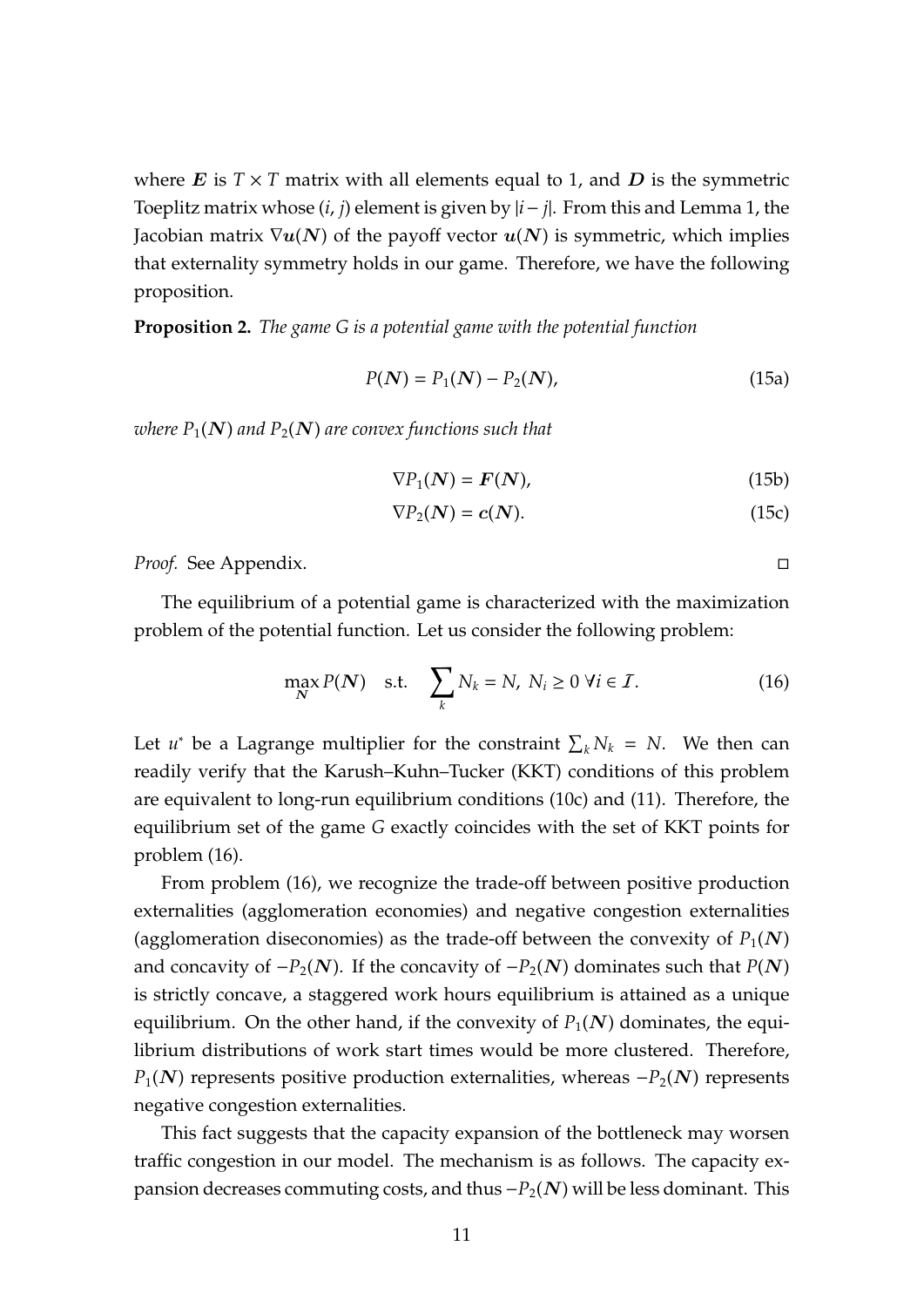where $\boldsymbol{E}$ is $T \times T$ matrix with all elements equal to 1, and $\boldsymbol{D}$ is the symmetric Toeplitz matrix whose $(i, j)$ element is given by $|i - j|$. From this and Lemma 1, the Jacobian matrix $\nabla \boldsymbol{u}(\boldsymbol{N})$ of the payoff vector $\boldsymbol{u}(\boldsymbol{N})$ is symmetric, which implies that externality symmetry holds in our game. Therefore, we have the following proposition.

**Proposition 2.** *The game $G$ is a potential game with the potential function*

$$P(\boldsymbol{N}) = P_1(\boldsymbol{N}) - P_2(\boldsymbol{N}), \tag{15a}$$

*where $P_1(\boldsymbol{N})$ and $P_2(\boldsymbol{N})$ are convex functions such that*

$$\nabla P_1(\boldsymbol{N}) = \boldsymbol{F}(\boldsymbol{N}), \tag{15b}$$

$$\nabla P_2(\boldsymbol{N}) = \boldsymbol{c}(\boldsymbol{N}). \tag{15c}$$

*Proof.* See Appendix. □

The equilibrium of a potential game is characterized with the maximization problem of the potential function. Let us consider the following problem:

$$\max_{\boldsymbol{N}} P(\boldsymbol{N}) \quad \text{s.t.} \quad \sum_k N_k = N, \; N_i \geq 0 \; \forall i \in \mathcal{I}. \tag{16}$$

Let $u^*$ be a Lagrange multiplier for the constraint $\sum_k N_k = N$. We then can readily verify that the Karush–Kuhn–Tucker (KKT) conditions of this problem are equivalent to long-run equilibrium conditions (10c) and (11). Therefore, the equilibrium set of the game $G$ exactly coincides with the set of KKT points for problem (16).

From problem (16), we recognize the trade-off between positive production externalities (agglomeration economies) and negative congestion externalities (agglomeration diseconomies) as the trade-off between the convexity of $P_1(\boldsymbol{N})$ and concavity of $-P_2(\boldsymbol{N})$. If the concavity of $-P_2(\boldsymbol{N})$ dominates such that $P(\boldsymbol{N})$ is strictly concave, a staggered work hours equilibrium is attained as a unique equilibrium. On the other hand, if the convexity of $P_1(\boldsymbol{N})$ dominates, the equilibrium distributions of work start times would be more clustered. Therefore, $P_1(\boldsymbol{N})$ represents positive production externalities, whereas $-P_2(\boldsymbol{N})$ represents negative congestion externalities.

This fact suggests that the capacity expansion of the bottleneck may worsen traffic congestion in our model. The mechanism is as follows. The capacity expansion decreases commuting costs, and thus $-P_2(\boldsymbol{N})$ will be less dominant. This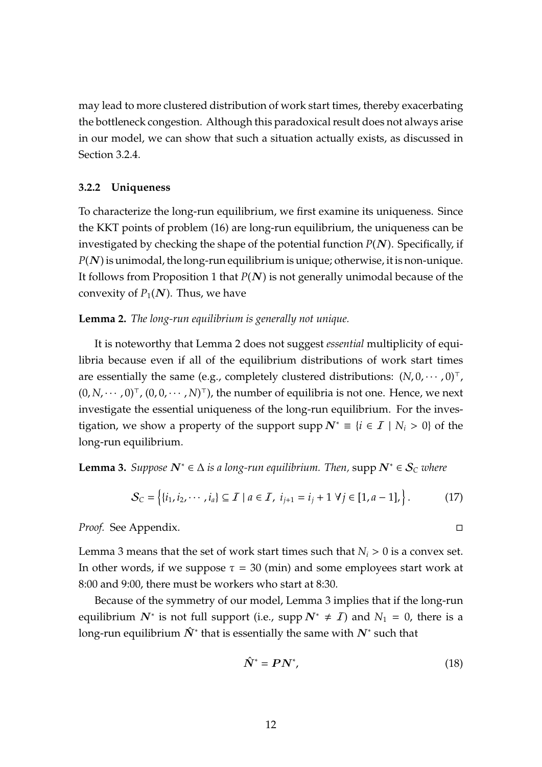may lead to more clustered distribution of work start times, thereby exacerbating the bottleneck congestion. Although this paradoxical result does not always arise in our model, we can show that such a situation actually exists, as discussed in Section 3.2.4.

### 3.2.2 Uniqueness

To characterize the long-run equilibrium, we first examine its uniqueness. Since the KKT points of problem (16) are long-run equilibrium, the uniqueness can be investigated by checking the shape of the potential function $P(\boldsymbol{N})$. Specifically, if $P(\boldsymbol{N})$ is unimodal, the long-run equilibrium is unique; otherwise, it is non-unique. It follows from Proposition 1 that $P(\boldsymbol{N})$ is not generally unimodal because of the convexity of $P_1(\boldsymbol{N})$. Thus, we have

**Lemma 2.** *The long-run equilibrium is generally not unique.*

It is noteworthy that Lemma 2 does not suggest *essential* multiplicity of equilibria because even if all of the equilibrium distributions of work start times are essentially the same (e.g., completely clustered distributions: $(N, 0, \cdots, 0)^\top$, $(0, N, \cdots, 0)^\top$, $(0, 0, \cdots, N)^\top$), the number of equilibria is not one. Hence, we next investigate the essential uniqueness of the long-run equilibrium. For the investigation, we show a property of the support $\text{supp}\, \boldsymbol{N}^* \equiv \{i \in \mathcal{I} \mid N_i > 0\}$ of the long-run equilibrium.

**Lemma 3.** *Suppose $\boldsymbol{N}^* \in \Delta$ is a long-run equilibrium. Then,* $\text{supp}\, \boldsymbol{N}^* \in \mathcal{S}_C$ *where*

$$\mathcal{S}_C = \left\{ \{i_1, i_2, \cdots, i_a\} \subseteq \mathcal{I} \mid a \in \mathcal{I},\ i_{j+1} = i_j + 1\ \forall j \in [1, a-1], \right\}. \tag{17}$$

*Proof.* See Appendix. □

Lemma 3 means that the set of work start times such that $N_i > 0$ is a convex set. In other words, if we suppose $\tau = 30$ (min) and some employees start work at 8:00 and 9:00, there must be workers who start at 8:30.

Because of the symmetry of our model, Lemma 3 implies that if the long-run equilibrium $\boldsymbol{N}^*$ is not full support (i.e., $\text{supp}\, \boldsymbol{N}^* \neq \mathcal{I}$) and $N_1 = 0$, there is a long-run equilibrium $\hat{\boldsymbol{N}}^*$ that is essentially the same with $\boldsymbol{N}^*$ such that

$$\hat{\boldsymbol{N}}^* = \boldsymbol{P}\boldsymbol{N}^*, \tag{18}$$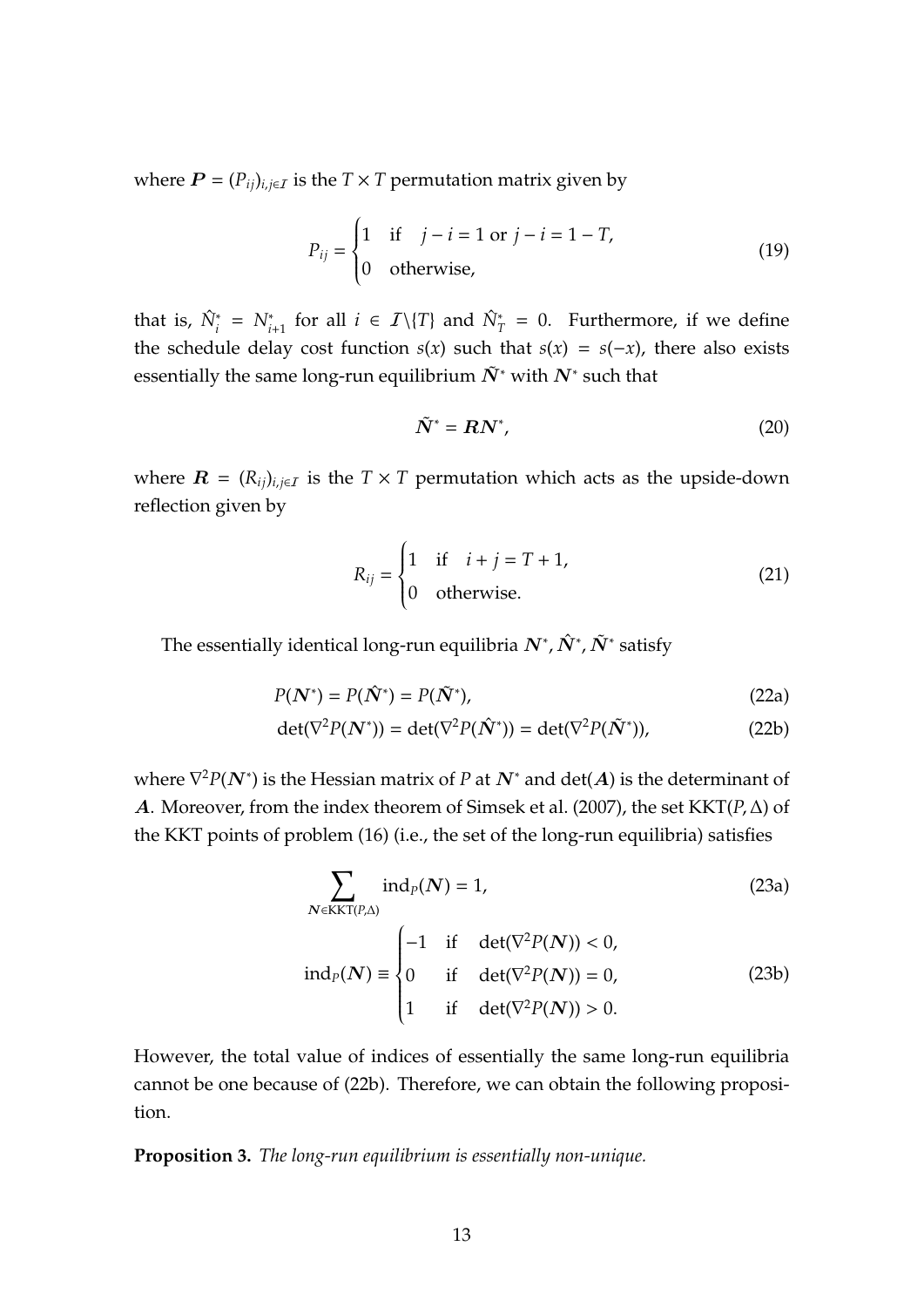where $\boldsymbol{P} = (P_{ij})_{i,j \in \mathcal{I}}$ is the $T \times T$ permutation matrix given by

$$
P_{ij} = \begin{cases} 1 & \text{if} \quad j - i = 1 \text{ or } j - i = 1 - T, \\ 0 & \text{otherwise,} \end{cases} \tag{19}
$$

that is, $\hat{N}_i^* = N_{i+1}^*$ for all $i \in \mathcal{I} \backslash \{T\}$ and $\hat{N}_T^* = 0$. Furthermore, if we define the schedule delay cost function $s(x)$ such that $s(x) = s(-x)$, there also exists essentially the same long-run equilibrium $\tilde{\boldsymbol{N}}^*$ with $\boldsymbol{N}^*$ such that

$$
\tilde{\boldsymbol{N}}^* = \boldsymbol{R}\boldsymbol{N}^*, \tag{20}
$$

where $\boldsymbol{R} = (R_{ij})_{i,j \in \mathcal{I}}$ is the $T \times T$ permutation which acts as the upside-down reflection given by

$$
R_{ij} = \begin{cases} 1 & \text{if} \quad i + j = T + 1, \\ 0 & \text{otherwise.} \end{cases} \tag{21}
$$

The essentially identical long-run equilibria $\boldsymbol{N}^*, \hat{\boldsymbol{N}}^*, \tilde{\boldsymbol{N}}^*$ satisfy

$$
P(\boldsymbol{N}^*) = P(\hat{\boldsymbol{N}}^*) = P(\tilde{\boldsymbol{N}}^*), \tag{22a}
$$

$$
\det(\nabla^2 P(\boldsymbol{N}^*)) = \det(\nabla^2 P(\hat{\boldsymbol{N}}^*)) = \det(\nabla^2 P(\tilde{\boldsymbol{N}}^*)), \tag{22b}
$$

where $\nabla^2 P(\boldsymbol{N}^*)$ is the Hessian matrix of $P$ at $\boldsymbol{N}^*$ and $\det(\boldsymbol{A})$ is the determinant of $\boldsymbol{A}$. Moreover, from the index theorem of Simsek et al. (2007), the set $\text{KKT}(P, \Delta)$ of the KKT points of problem (16) (i.e., the set of the long-run equilibria) satisfies

$$
\sum_{\boldsymbol{N} \in \text{KKT}(P,\Delta)} \text{ind}_P(\boldsymbol{N}) = 1, \tag{23a}
$$

$$
\text{ind}_P(\boldsymbol{N}) \equiv \begin{cases} -1 & \text{if} \quad \det(\nabla^2 P(\boldsymbol{N})) < 0, \\ 0 & \text{if} \quad \det(\nabla^2 P(\boldsymbol{N})) = 0, \\ 1 & \text{if} \quad \det(\nabla^2 P(\boldsymbol{N})) > 0. \end{cases} \tag{23b}
$$

However, the total value of indices of essentially the same long-run equilibria cannot be one because of (22b). Therefore, we can obtain the following proposition.

**Proposition 3.** *The long-run equilibrium is essentially non-unique.*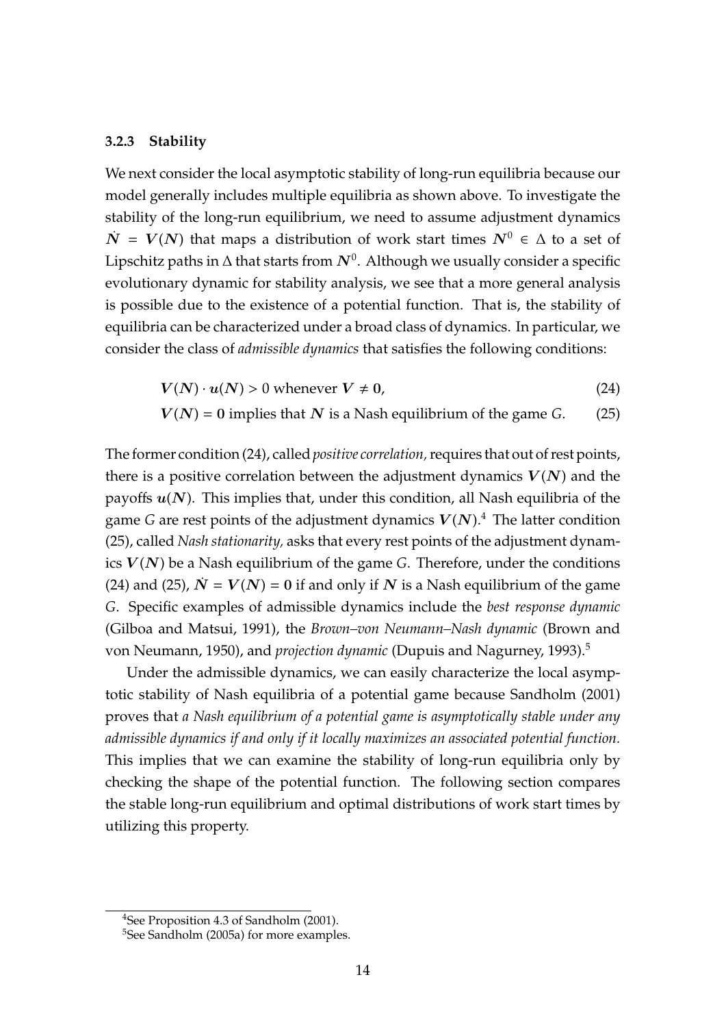### 3.2.3 Stability

We next consider the local asymptotic stability of long-run equilibria because our model generally includes multiple equilibria as shown above. To investigate the stability of the long-run equilibrium, we need to assume adjustment dynamics $\dot{\boldsymbol{N}} = \boldsymbol{V}(\boldsymbol{N})$ that maps a distribution of work start times $\boldsymbol{N}^0 \in \Delta$ to a set of Lipschitz paths in $\Delta$ that starts from $\boldsymbol{N}^0$. Although we usually consider a specific evolutionary dynamic for stability analysis, we see that a more general analysis is possible due to the existence of a potential function. That is, the stability of equilibria can be characterized under a broad class of dynamics. In particular, we consider the class of *admissible dynamics* that satisfies the following conditions:

$$\boldsymbol{V}(\boldsymbol{N}) \cdot \boldsymbol{u}(\boldsymbol{N}) > 0 \text{ whenever } \boldsymbol{V} \neq \boldsymbol{0}, \tag{24}$$

$$\boldsymbol{V}(\boldsymbol{N}) = \boldsymbol{0} \text{ implies that } \boldsymbol{N} \text{ is a Nash equilibrium of the game } G. \tag{25}$$

The former condition (24), called *positive correlation,* requires that out of rest points, there is a positive correlation between the adjustment dynamics $\boldsymbol{V}(\boldsymbol{N})$ and the payoffs $\boldsymbol{u}(\boldsymbol{N})$. This implies that, under this condition, all Nash equilibria of the game $G$ are rest points of the adjustment dynamics $\boldsymbol{V}(\boldsymbol{N})$.[4] The latter condition (25), called *Nash stationarity,* asks that every rest points of the adjustment dynamics $\boldsymbol{V}(\boldsymbol{N})$ be a Nash equilibrium of the game $G$. Therefore, under the conditions (24) and (25), $\dot{\boldsymbol{N}} = \boldsymbol{V}(\boldsymbol{N}) = \boldsymbol{0}$ if and only if $\boldsymbol{N}$ is a Nash equilibrium of the game $G$. Specific examples of admissible dynamics include the *best response dynamic* (Gilboa and Matsui, 1991), the *Brown–von Neumann–Nash dynamic* (Brown and von Neumann, 1950), and *projection dynamic* (Dupuis and Nagurney, 1993).[5]

Under the admissible dynamics, we can easily characterize the local asymptotic stability of Nash equilibria of a potential game because Sandholm (2001) proves that *a Nash equilibrium of a potential game is asymptotically stable under any admissible dynamics if and only if it locally maximizes an associated potential function.* This implies that we can examine the stability of long-run equilibria only by checking the shape of the potential function. The following section compares the stable long-run equilibrium and optimal distributions of work start times by utilizing this property.

---

[4] See Proposition 4.3 of Sandholm (2001).

[5] See Sandholm (2005a) for more examples.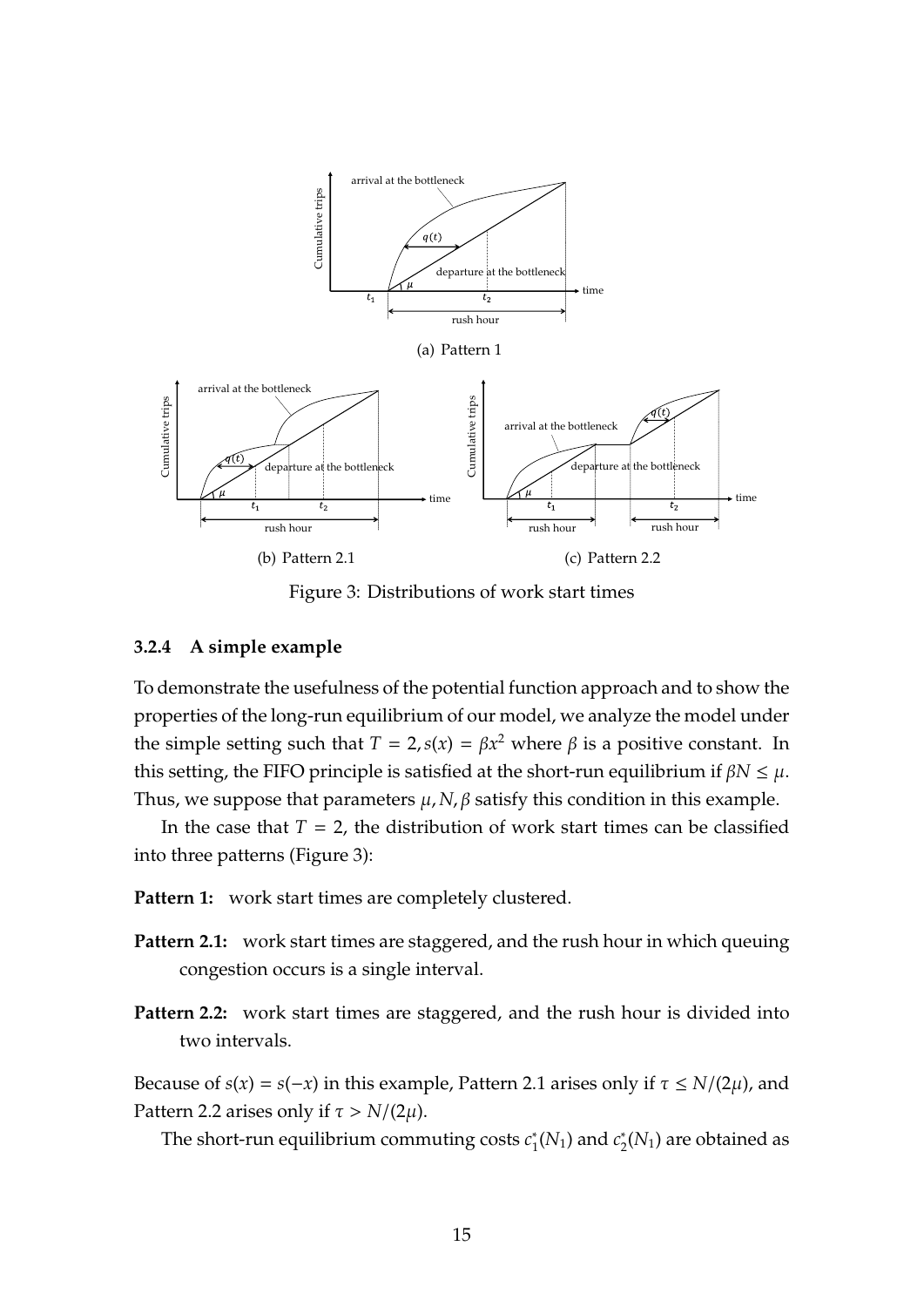(a) Pattern 1

(b) Pattern 2.1

(c) Pattern 2.2

Figure 3: Distributions of work start times

### 3.2.4 A simple example

To demonstrate the usefulness of the potential function approach and to show the properties of the long-run equilibrium of our model, we analyze the model under the simple setting such that $T = 2, s(x) = \beta x^2$ where $\beta$ is a positive constant. In this setting, the FIFO principle is satisfied at the short-run equilibrium if $\beta N \leq \mu$. Thus, we suppose that parameters $\mu, N, \beta$ satisfy this condition in this example.

In the case that $T = 2$, the distribution of work start times can be classified into three patterns (Figure 3):

**Pattern 1:** work start times are completely clustered.

**Pattern 2.1:** work start times are staggered, and the rush hour in which queuing congestion occurs is a single interval.

**Pattern 2.2:** work start times are staggered, and the rush hour is divided into two intervals.

Because of $s(x) = s(-x)$ in this example, Pattern 2.1 arises only if $\tau \leq N/(2\mu)$, and Pattern 2.2 arises only if $\tau > N/(2\mu)$.

The short-run equilibrium commuting costs $c_1^*(N_1)$ and $c_2^*(N_1)$ are obtained as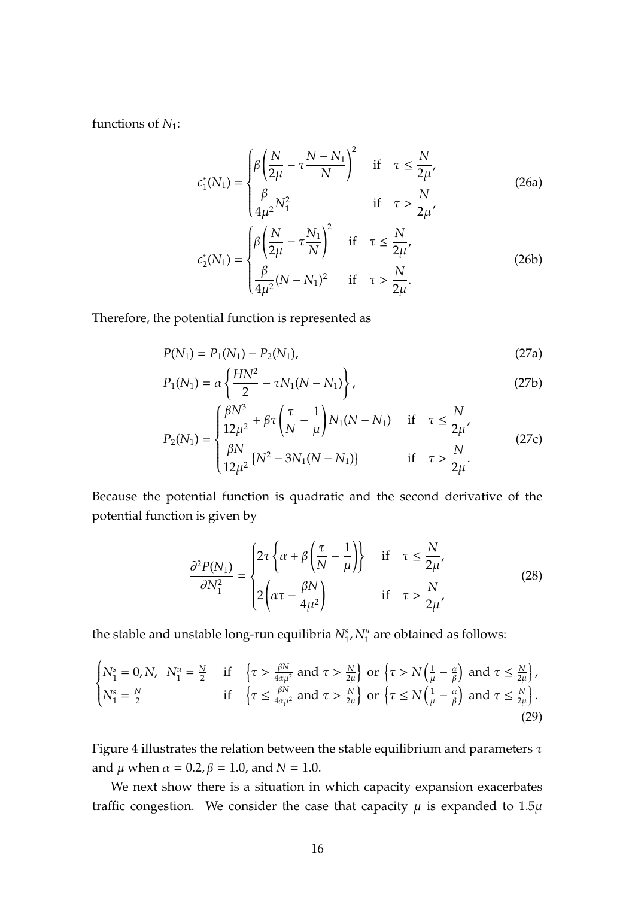functions of $N_1$:

$$c_1^*(N_1) = \begin{cases} \beta\left(\dfrac{N}{2\mu} - \tau\dfrac{N-N_1}{N}\right)^2 & \text{if} \quad \tau \leq \dfrac{N}{2\mu}, \\ \dfrac{\beta}{4\mu^2}N_1^2 & \text{if} \quad \tau > \dfrac{N}{2\mu}, \end{cases} \tag{26a}$$

$$c_2^*(N_1) = \begin{cases} \beta\left(\dfrac{N}{2\mu} - \tau\dfrac{N_1}{N}\right)^2 & \text{if} \quad \tau \leq \dfrac{N}{2\mu}, \\ \dfrac{\beta}{4\mu^2}(N-N_1)^2 & \text{if} \quad \tau > \dfrac{N}{2\mu}. \end{cases} \tag{26b}$$

Therefore, the potential function is represented as

$$P(N_1) = P_1(N_1) - P_2(N_1), \tag{27a}$$

$$P_1(N_1) = \alpha\left\{\frac{HN^2}{2} - \tau N_1(N-N_1)\right\}, \tag{27b}$$

$$P_2(N_1) = \begin{cases} \dfrac{\beta N^3}{12\mu^2} + \beta\tau\left(\dfrac{\tau}{N} - \dfrac{1}{\mu}\right)N_1(N-N_1) & \text{if} \quad \tau \leq \dfrac{N}{2\mu}, \\ \dfrac{\beta N}{12\mu^2}\left\{N^2 - 3N_1(N-N_1)\right\} & \text{if} \quad \tau > \dfrac{N}{2\mu}. \end{cases} \tag{27c}$$

Because the potential function is quadratic and the second derivative of the potential function is given by

$$\frac{\partial^2 P(N_1)}{\partial N_1^2} = \begin{cases} 2\tau\left\{\alpha + \beta\left(\dfrac{\tau}{N} - \dfrac{1}{\mu}\right)\right\} & \text{if} \quad \tau \leq \dfrac{N}{2\mu}, \\ 2\left(\alpha\tau - \dfrac{\beta N}{4\mu^2}\right) & \text{if} \quad \tau > \dfrac{N}{2\mu}, \end{cases} \tag{28}$$

the stable and unstable long-run equilibria $N_1^s, N_1^u$ are obtained as follows:

$$\begin{cases} N_1^s = 0, N, \ \ N_1^u = \frac{N}{2} & \text{if} \quad \left\{\tau > \frac{\beta N}{4\alpha\mu^2} \text{ and } \tau > \frac{N}{2\mu}\right\} \text{ or } \left\{\tau > N\left(\frac{1}{\mu} - \frac{\alpha}{\beta}\right) \text{ and } \tau \leq \frac{N}{2\mu}\right\}, \\ N_1^s = \frac{N}{2} & \text{if} \quad \left\{\tau \leq \frac{\beta N}{4\alpha\mu^2} \text{ and } \tau > \frac{N}{2\mu}\right\} \text{ or } \left\{\tau \leq N\left(\frac{1}{\mu} - \frac{\alpha}{\beta}\right) \text{ and } \tau \leq \frac{N}{2\mu}\right\}. \end{cases} \tag{29}$$

Figure 4 illustrates the relation between the stable equilibrium and parameters $\tau$ and $\mu$ when $\alpha = 0.2, \beta = 1.0$, and $N = 1.0$.

We next show there is a situation in which capacity expansion exacerbates traffic congestion. We consider the case that capacity $\mu$ is expanded to $1.5\mu$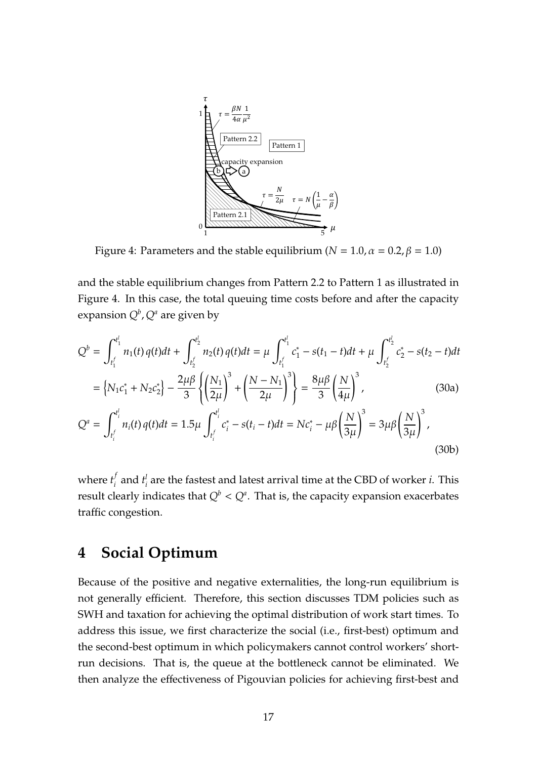Figure 4: Parameters and the stable equilibrium ($N = 1.0, \alpha = 0.2, \beta = 1.0$)

and the stable equilibrium changes from Pattern 2.2 to Pattern 1 as illustrated in Figure 4. In this case, the total queuing time costs before and after the capacity expansion $Q^b, Q^a$ are given by

$$Q^b = \int_{t_1^f}^{t_1^l} n_1(t)\, q(t) dt + \int_{t_2^f}^{t_2^l} n_2(t)\, q(t) dt = \mu \int_{t_1^f}^{t_1^l} c_1^* - s(t_1 - t) dt + \mu \int_{t_2^f}^{t_2^l} c_2^* - s(t_2 - t) dt$$

$$= \left\{ N_1 c_1^* + N_2 c_2^* \right\} - \frac{2\mu\beta}{3} \left\{ \left( \frac{N_1}{2\mu} \right)^3 + \left( \frac{N - N_1}{2\mu} \right)^3 \right\} = \frac{8\mu\beta}{3} \left( \frac{N}{4\mu} \right)^3, \tag{30a}$$

$$Q^a = \int_{t_i^f}^{t_i^l} n_i(t)\, q(t) dt = 1.5\mu \int_{t_i^f}^{t_i^l} c_i^* - s(t_i - t) dt = N c_i^* - \mu\beta \left( \frac{N}{3\mu} \right)^3 = 3\mu\beta \left( \frac{N}{3\mu} \right)^3, \tag{30b}$$

where $t_i^f$ and $t_i^l$ are the fastest and latest arrival time at the CBD of worker $i$. This result clearly indicates that $Q^b < Q^a$. That is, the capacity expansion exacerbates traffic congestion.

# 4 Social Optimum

Because of the positive and negative externalities, the long-run equilibrium is not generally efficient. Therefore, this section discusses TDM policies such as SWH and taxation for achieving the optimal distribution of work start times. To address this issue, we first characterize the social (i.e., first-best) optimum and the second-best optimum in which policymakers cannot control workers' short-run decisions. That is, the queue at the bottleneck cannot be eliminated. We then analyze the effectiveness of Pigouvian policies for achieving first-best and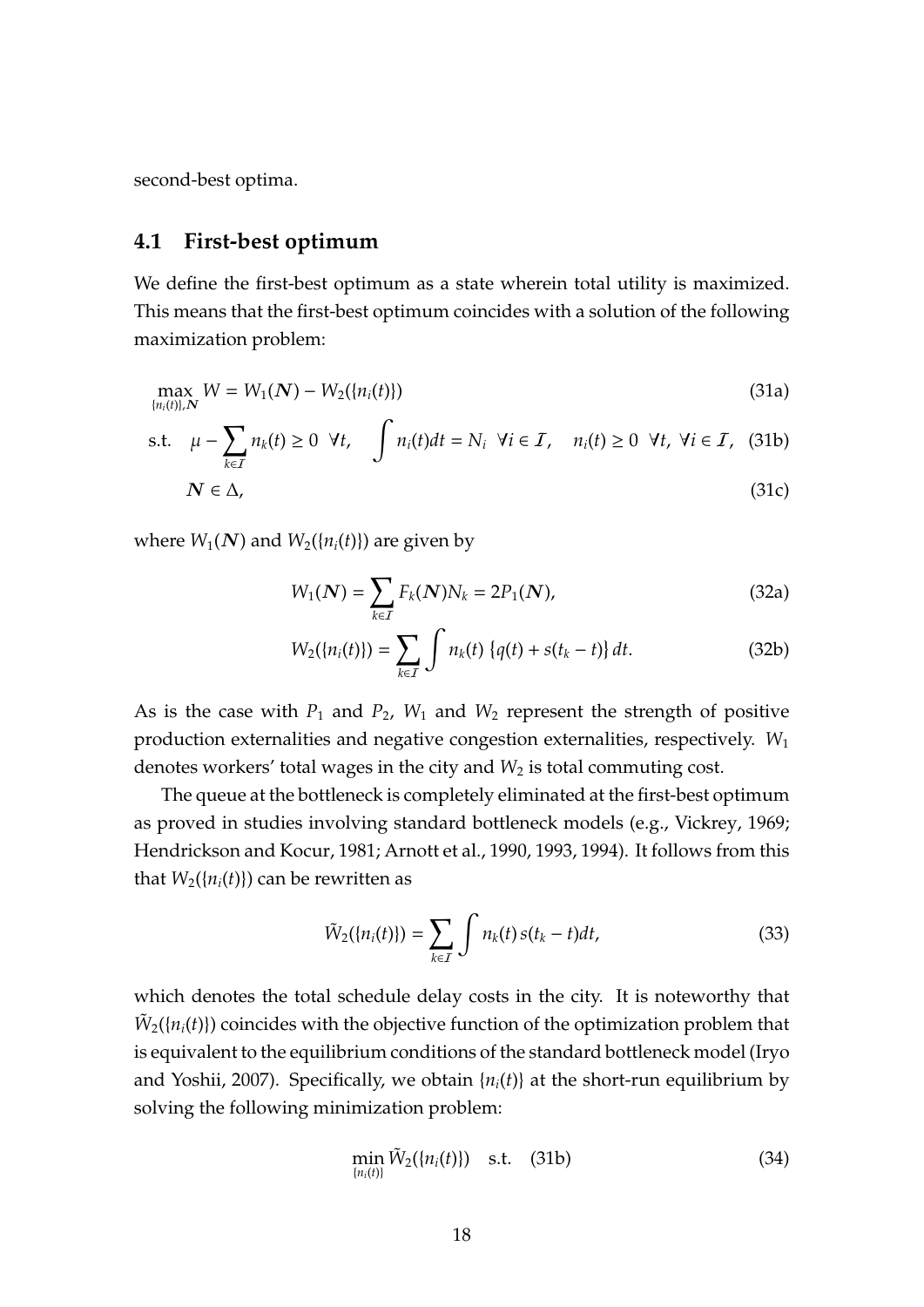second-best optima.

## 4.1 First-best optimum

We define the first-best optimum as a state wherein total utility is maximized. This means that the first-best optimum coincides with a solution of the following maximization problem:

$$\max_{\{n_i(t)\},\boldsymbol{N}} W = W_1(\boldsymbol{N}) - W_2(\{n_i(t)\}) \tag{31a}$$

$$\text{s.t.} \quad \mu - \sum_{k\in\mathcal{I}} n_k(t) \geq 0 \ \ \forall t, \quad \int n_i(t)dt = N_i \ \ \forall i \in \mathcal{I}, \quad n_i(t) \geq 0 \ \ \forall t, \ \forall i \in \mathcal{I}, \tag{31b}$$

$$\boldsymbol{N} \in \Delta, \tag{31c}$$

where $W_1(\boldsymbol{N})$ and $W_2(\{n_i(t)\})$ are given by

$$W_1(\boldsymbol{N}) = \sum_{k\in\mathcal{I}} F_k(\boldsymbol{N})N_k = 2P_1(\boldsymbol{N}), \tag{32a}$$

$$W_2(\{n_i(t)\}) = \sum_{k\in\mathcal{I}} \int n_k(t) \left\{q(t) + s(t_k - t)\right\} dt. \tag{32b}$$

As is the case with $P_1$ and $P_2$, $W_1$ and $W_2$ represent the strength of positive production externalities and negative congestion externalities, respectively. $W_1$ denotes workers' total wages in the city and $W_2$ is total commuting cost.

The queue at the bottleneck is completely eliminated at the first-best optimum as proved in studies involving standard bottleneck models (e.g., Vickrey, 1969; Hendrickson and Kocur, 1981; Arnott et al., 1990, 1993, 1994). It follows from this that $W_2(\{n_i(t)\})$ can be rewritten as

$$\tilde{W}_2(\{n_i(t)\}) = \sum_{k\in\mathcal{I}} \int n_k(t)\, s(t_k - t)dt, \tag{33}$$

which denotes the total schedule delay costs in the city. It is noteworthy that $\tilde{W}_2(\{n_i(t)\})$ coincides with the objective function of the optimization problem that is equivalent to the equilibrium conditions of the standard bottleneck model (Iryo and Yoshii, 2007). Specifically, we obtain $\{n_i(t)\}$ at the short-run equilibrium by solving the following minimization problem:

$$\min_{\{n_i(t)\}} \tilde{W}_2(\{n_i(t)\}) \quad \text{s.t.} \quad (31\text{b}) \tag{34}$$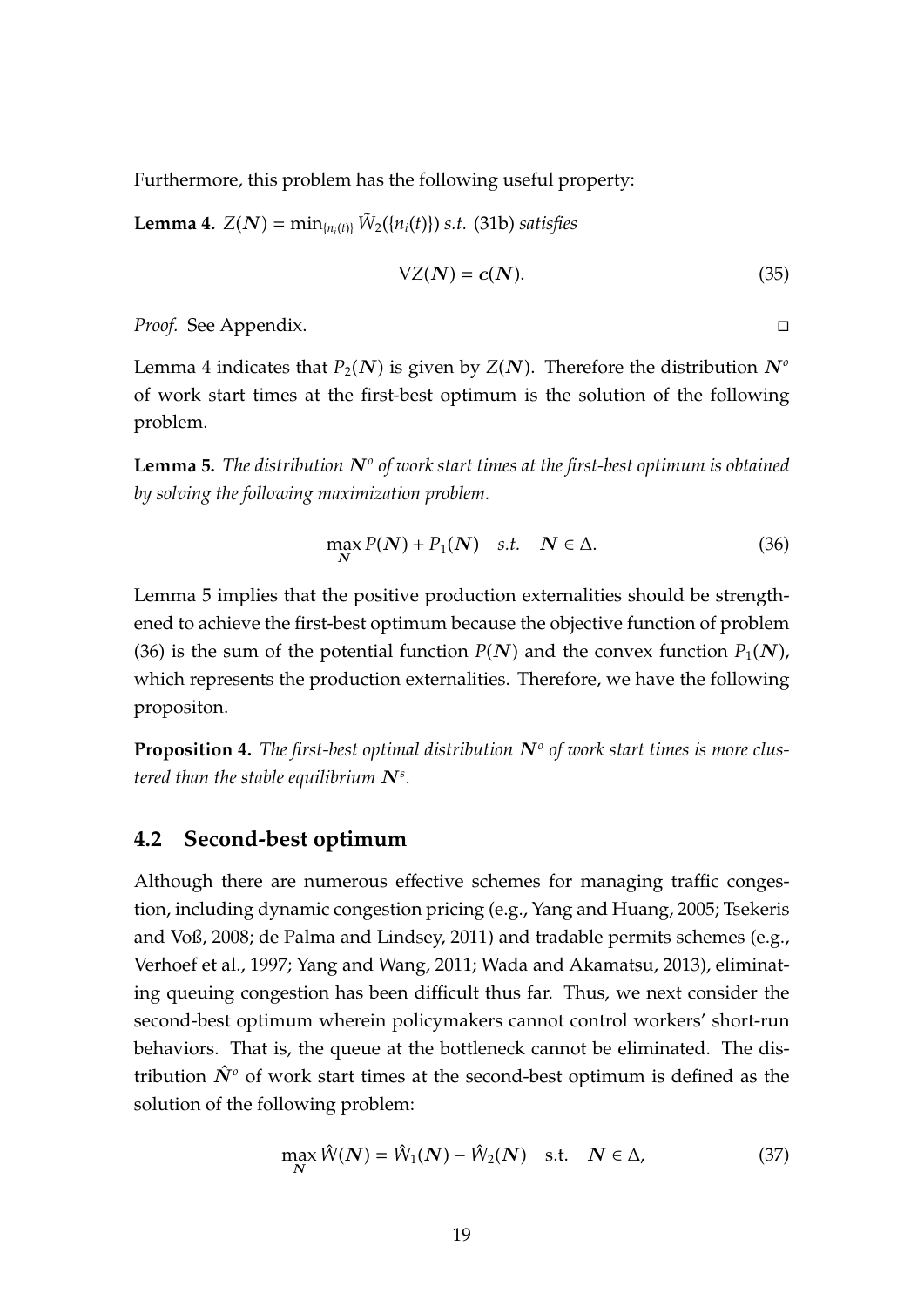Furthermore, this problem has the following useful property:

**Lemma 4.** *$Z(\boldsymbol{N}) = \min_{\{n_i(t)\}} \tilde{W}_2(\{n_i(t)\})$ s.t.* (31b) *satisfies*

$$\nabla Z(\boldsymbol{N}) = \boldsymbol{c}(\boldsymbol{N}). \tag{35}$$

*Proof.* See Appendix. □

Lemma 4 indicates that $P_2(\boldsymbol{N})$ is given by $Z(\boldsymbol{N})$. Therefore the distribution $\boldsymbol{N}^o$ of work start times at the first-best optimum is the solution of the following problem.

**Lemma 5.** *The distribution $\boldsymbol{N}^o$ of work start times at the first-best optimum is obtained by solving the following maximization problem.*

$$\max_{\boldsymbol{N}} P(\boldsymbol{N}) + P_1(\boldsymbol{N}) \quad s.t. \quad \boldsymbol{N} \in \Delta. \tag{36}$$

Lemma 5 implies that the positive production externalities should be strengthened to achieve the first-best optimum because the objective function of problem (36) is the sum of the potential function $P(\boldsymbol{N})$ and the convex function $P_1(\boldsymbol{N})$, which represents the production externalities. Therefore, we have the following propositon.

**Proposition 4.** *The first-best optimal distribution $\boldsymbol{N}^o$ of work start times is more clustered than the stable equilibrium $\boldsymbol{N}^s$.*

## 4.2 Second-best optimum

Although there are numerous effective schemes for managing traffic congestion, including dynamic congestion pricing (e.g., Yang and Huang, 2005; Tsekeris and Voß, 2008; de Palma and Lindsey, 2011) and tradable permits schemes (e.g., Verhoef et al., 1997; Yang and Wang, 2011; Wada and Akamatsu, 2013), eliminating queuing congestion has been difficult thus far. Thus, we next consider the second-best optimum wherein policymakers cannot control workers' short-run behaviors. That is, the queue at the bottleneck cannot be eliminated. The distribution $\hat{\boldsymbol{N}}^o$ of work start times at the second-best optimum is defined as the solution of the following problem:

$$\max_{\boldsymbol{N}} \hat{W}(\boldsymbol{N}) = \hat{W}_1(\boldsymbol{N}) - \hat{W}_2(\boldsymbol{N}) \quad \text{s.t.} \quad \boldsymbol{N} \in \Delta, \tag{37}$$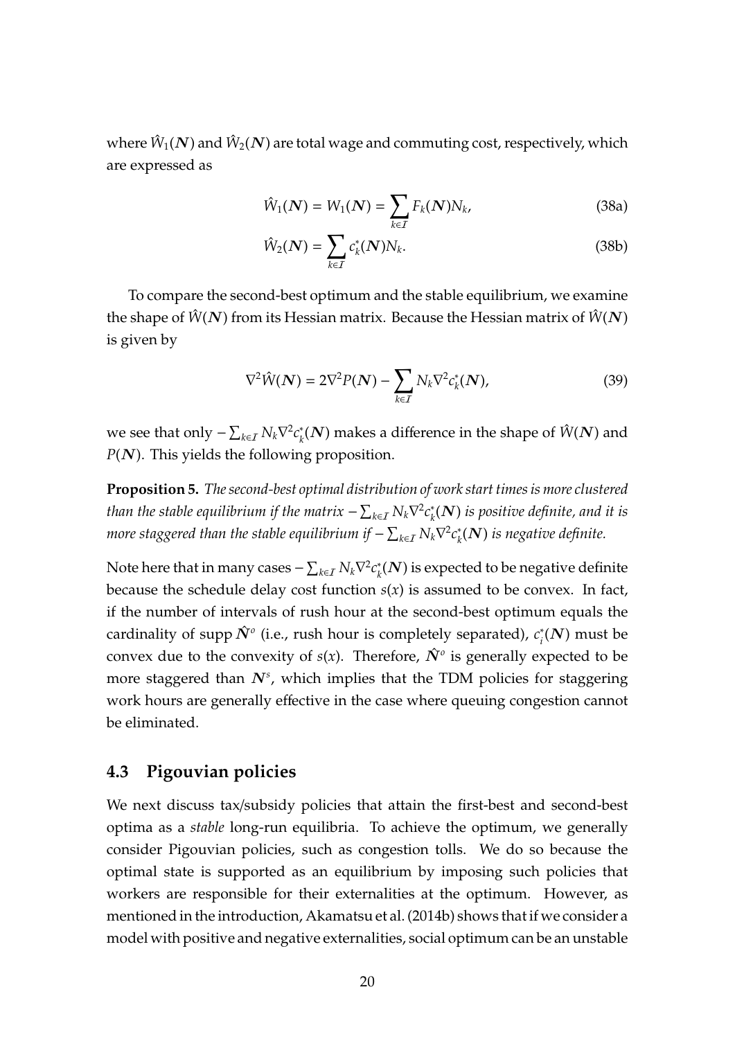where $\hat{W}_1(\boldsymbol{N})$ and $\hat{W}_2(\boldsymbol{N})$ are total wage and commuting cost, respectively, which are expressed as

$$\hat{W}_1(\boldsymbol{N}) = W_1(\boldsymbol{N}) = \sum_{k \in \mathcal{I}} F_k(\boldsymbol{N}) N_k, \tag{38a}$$

$$\hat{W}_2(\boldsymbol{N}) = \sum_{k \in \mathcal{I}} c_k^*(\boldsymbol{N}) N_k. \tag{38b}$$

To compare the second-best optimum and the stable equilibrium, we examine the shape of $\hat{W}(\boldsymbol{N})$ from its Hessian matrix. Because the Hessian matrix of $\hat{W}(\boldsymbol{N})$ is given by

$$\nabla^2 \hat{W}(\boldsymbol{N}) = 2\nabla^2 P(\boldsymbol{N}) - \sum_{k \in \mathcal{I}} N_k \nabla^2 c_k^*(\boldsymbol{N}), \tag{39}$$

we see that only $-\sum_{k \in \mathcal{I}} N_k \nabla^2 c_k^*(\boldsymbol{N})$ makes a difference in the shape of $\hat{W}(\boldsymbol{N})$ and $P(\boldsymbol{N})$. This yields the following proposition.

**Proposition 5.** *The second-best optimal distribution of work start times is more clustered than the stable equilibrium if the matrix* $-\sum_{k \in \mathcal{I}} N_k \nabla^2 c_k^*(\boldsymbol{N})$ *is positive definite, and it is more staggered than the stable equilibrium if* $-\sum_{k \in \mathcal{I}} N_k \nabla^2 c_k^*(\boldsymbol{N})$ *is negative definite.*

Note here that in many cases $-\sum_{k \in \mathcal{I}} N_k \nabla^2 c_k^*(\boldsymbol{N})$ is expected to be negative definite because the schedule delay cost function $s(x)$ is assumed to be convex. In fact, if the number of intervals of rush hour at the second-best optimum equals the cardinality of supp $\hat{\boldsymbol{N}}^o$ (i.e., rush hour is completely separated), $c_i^*(\boldsymbol{N})$ must be convex due to the convexity of $s(x)$. Therefore, $\hat{\boldsymbol{N}}^o$ is generally expected to be more staggered than $\boldsymbol{N}^s$, which implies that the TDM policies for staggering work hours are generally effective in the case where queuing congestion cannot be eliminated.

### 4.3 Pigouvian policies

We next discuss tax/subsidy policies that attain the first-best and second-best optima as a *stable* long-run equilibria. To achieve the optimum, we generally consider Pigouvian policies, such as congestion tolls. We do so because the optimal state is supported as an equilibrium by imposing such policies that workers are responsible for their externalities at the optimum. However, as mentioned in the introduction, Akamatsu et al. (2014b) shows that if we consider a model with positive and negative externalities, social optimum can be an unstable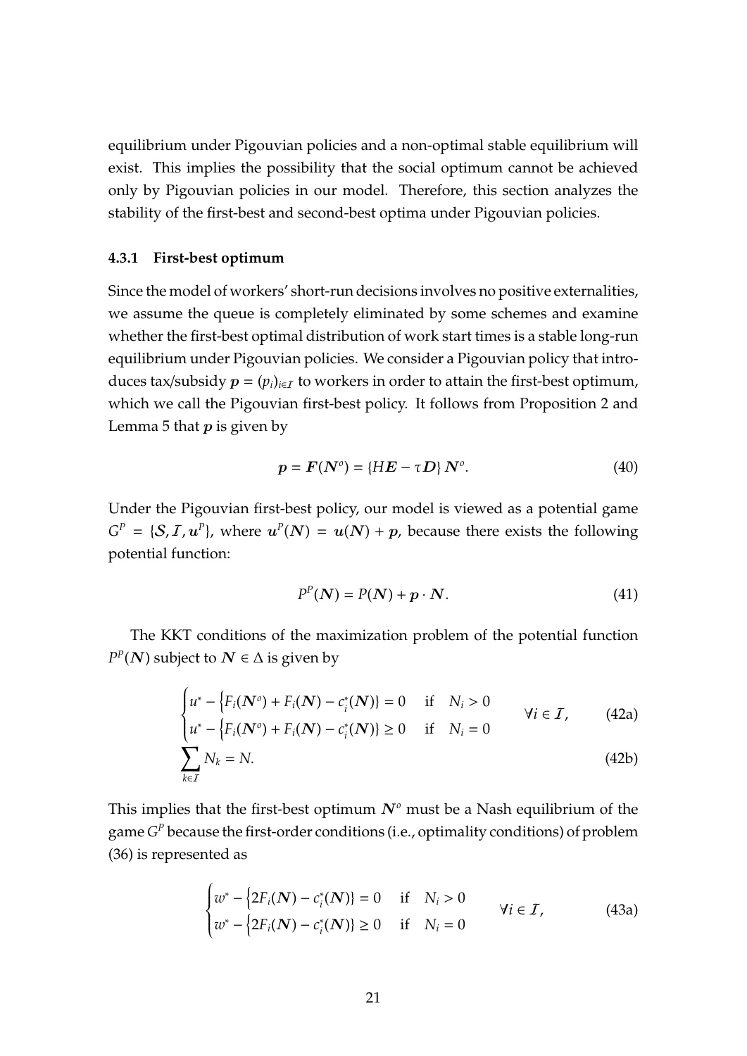equilibrium under Pigouvian policies and a non-optimal stable equilibrium will exist. This implies the possibility that the social optimum cannot be achieved only by Pigouvian policies in our model. Therefore, this section analyzes the stability of the first-best and second-best optima under Pigouvian policies.

### 4.3.1 First-best optimum

Since the model of workers' short-run decisions involves no positive externalities, we assume the queue is completely eliminated by some schemes and examine whether the first-best optimal distribution of work start times is a stable long-run equilibrium under Pigouvian policies. We consider a Pigouvian policy that introduces tax/subsidy $\boldsymbol{p} = (p_i)_{i \in \mathcal{I}}$ to workers in order to attain the first-best optimum, which we call the Pigouvian first-best policy. It follows from Proposition 2 and Lemma 5 that $\boldsymbol{p}$ is given by

$$\boldsymbol{p} = \boldsymbol{F}(\boldsymbol{N}^o) = \{H\boldsymbol{E} - \tau \boldsymbol{D}\}\, \boldsymbol{N}^o. \tag{40}$$

Under the Pigouvian first-best policy, our model is viewed as a potential game $G^P = \{\mathcal{S}, \mathcal{I}, \boldsymbol{u}^P\}$, where $\boldsymbol{u}^P(\boldsymbol{N}) = \boldsymbol{u}(\boldsymbol{N}) + \boldsymbol{p}$, because there exists the following potential function:

$$P^P(\boldsymbol{N}) = P(\boldsymbol{N}) + \boldsymbol{p} \cdot \boldsymbol{N}. \tag{41}$$

The KKT conditions of the maximization problem of the potential function $P^P(\boldsymbol{N})$ subject to $\boldsymbol{N} \in \Delta$ is given by

$$\begin{cases} u^* - \left\{F_i(\boldsymbol{N}^o) + F_i(\boldsymbol{N}) - c_i^*(\boldsymbol{N})\right\} = 0 & \text{if} \quad N_i > 0 \\ u^* - \left\{F_i(\boldsymbol{N}^o) + F_i(\boldsymbol{N}) - c_i^*(\boldsymbol{N})\right\} \geq 0 & \text{if} \quad N_i = 0 \end{cases} \quad \forall i \in \mathcal{I}, \tag{42a}$$

$$\sum_{k \in \mathcal{I}} N_k = N. \tag{42b}$$

This implies that the first-best optimum $\boldsymbol{N}^o$ must be a Nash equilibrium of the game $G^P$ because the first-order conditions (i.e., optimality conditions) of problem (36) is represented as

$$\begin{cases} w^* - \left\{2F_i(\boldsymbol{N}) - c_i^*(\boldsymbol{N})\right\} = 0 & \text{if} \quad N_i > 0 \\ w^* - \left\{2F_i(\boldsymbol{N}) - c_i^*(\boldsymbol{N})\right\} \geq 0 & \text{if} \quad N_i = 0 \end{cases} \quad \forall i \in \mathcal{I}, \tag{43a}$$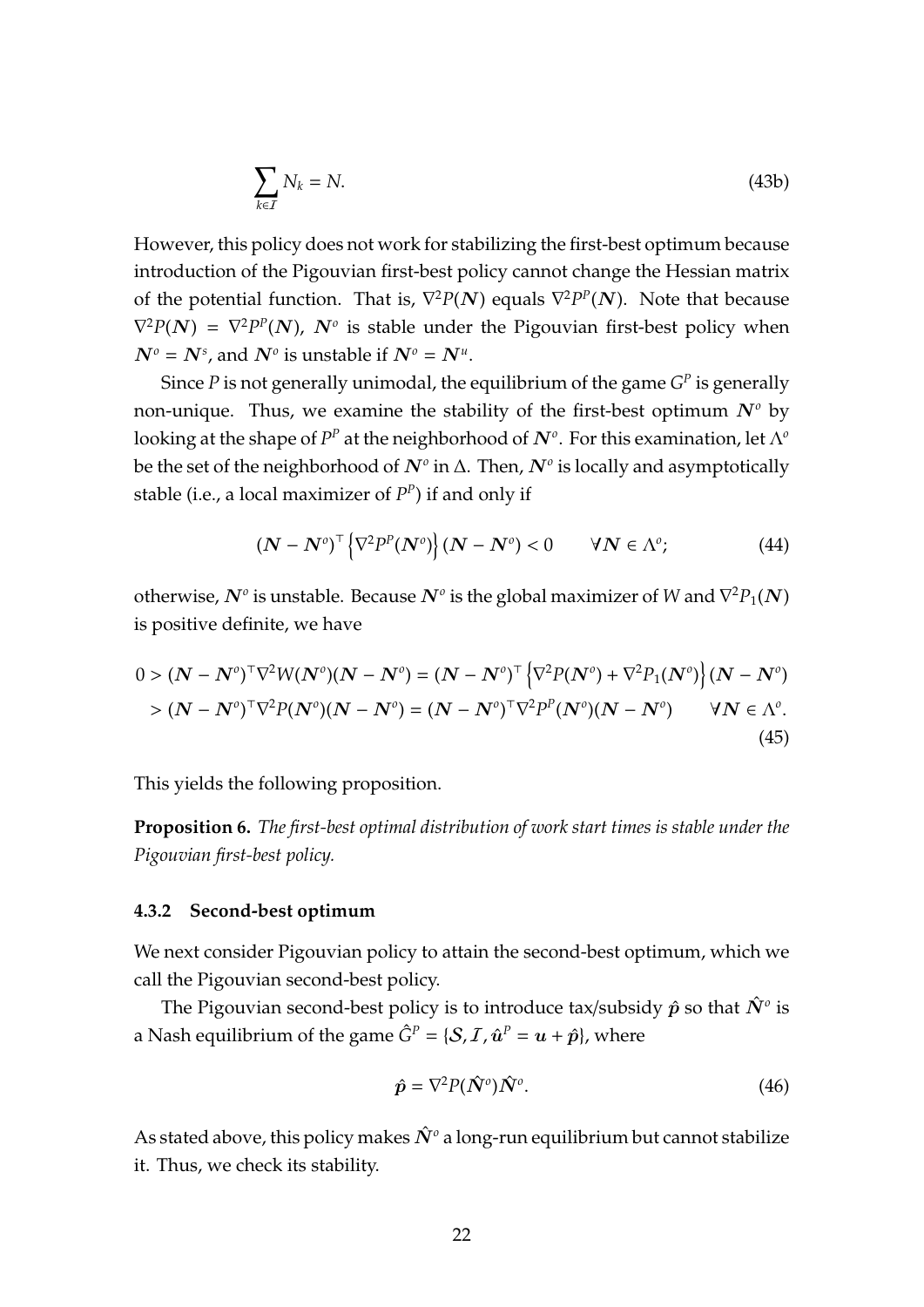$$\sum_{k \in \mathcal{I}} N_k = N. \tag{43b}$$

However, this policy does not work for stabilizing the first-best optimum because introduction of the Pigouvian first-best policy cannot change the Hessian matrix of the potential function. That is, $\nabla^2 P(\boldsymbol{N})$ equals $\nabla^2 P^P(\boldsymbol{N})$. Note that because $\nabla^2 P(\boldsymbol{N}) = \nabla^2 P^P(\boldsymbol{N})$, $\boldsymbol{N}^o$ is stable under the Pigouvian first-best policy when $\boldsymbol{N}^o = \boldsymbol{N}^s$, and $\boldsymbol{N}^o$ is unstable if $\boldsymbol{N}^o = \boldsymbol{N}^u$.

Since $P$ is not generally unimodal, the equilibrium of the game $G^P$ is generally non-unique. Thus, we examine the stability of the first-best optimum $\boldsymbol{N}^o$ by looking at the shape of $P^P$ at the neighborhood of $\boldsymbol{N}^o$. For this examination, let $\Lambda^o$ be the set of the neighborhood of $\boldsymbol{N}^o$ in $\Delta$. Then, $\boldsymbol{N}^o$ is locally and asymptotically stable (i.e., a local maximizer of $P^P$) if and only if

$$(\boldsymbol{N} - \boldsymbol{N}^o)^\top \left\{ \nabla^2 P^P(\boldsymbol{N}^o) \right\} (\boldsymbol{N} - \boldsymbol{N}^o) < 0 \qquad \forall \boldsymbol{N} \in \Lambda^o; \tag{44}$$

otherwise, $\boldsymbol{N}^o$ is unstable. Because $\boldsymbol{N}^o$ is the global maximizer of $W$ and $\nabla^2 P_1(\boldsymbol{N})$ is positive definite, we have

$$\begin{aligned}
0 > (\boldsymbol{N} - \boldsymbol{N}^o)^\top \nabla^2 W(\boldsymbol{N}^o)(\boldsymbol{N} - \boldsymbol{N}^o) &= (\boldsymbol{N} - \boldsymbol{N}^o)^\top \left\{ \nabla^2 P(\boldsymbol{N}^o) + \nabla^2 P_1(\boldsymbol{N}^o) \right\} (\boldsymbol{N} - \boldsymbol{N}^o) \\
> (\boldsymbol{N} - \boldsymbol{N}^o)^\top \nabla^2 P(\boldsymbol{N}^o)(\boldsymbol{N} - \boldsymbol{N}^o) &= (\boldsymbol{N} - \boldsymbol{N}^o)^\top \nabla^2 P^P(\boldsymbol{N}^o)(\boldsymbol{N} - \boldsymbol{N}^o) \qquad \forall \boldsymbol{N} \in \Lambda^o.
\end{aligned} \tag{45}$$

This yields the following proposition.

**Proposition 6.** *The first-best optimal distribution of work start times is stable under the Pigouvian first-best policy.*

### 4.3.2 Second-best optimum

We next consider Pigouvian policy to attain the second-best optimum, which we call the Pigouvian second-best policy.

The Pigouvian second-best policy is to introduce tax/subsidy $\hat{\boldsymbol{p}}$ so that $\hat{\boldsymbol{N}}^o$ is a Nash equilibrium of the game $\hat{G}^P = \{\mathcal{S}, \mathcal{I}, \hat{\boldsymbol{u}}^P = \boldsymbol{u} + \hat{\boldsymbol{p}}\}$, where

$$\hat{\boldsymbol{p}} = \nabla^2 P(\hat{\boldsymbol{N}}^o)\hat{\boldsymbol{N}}^o. \tag{46}$$

As stated above, this policy makes $\hat{\boldsymbol{N}}^o$ a long-run equilibrium but cannot stabilize it. Thus, we check its stability.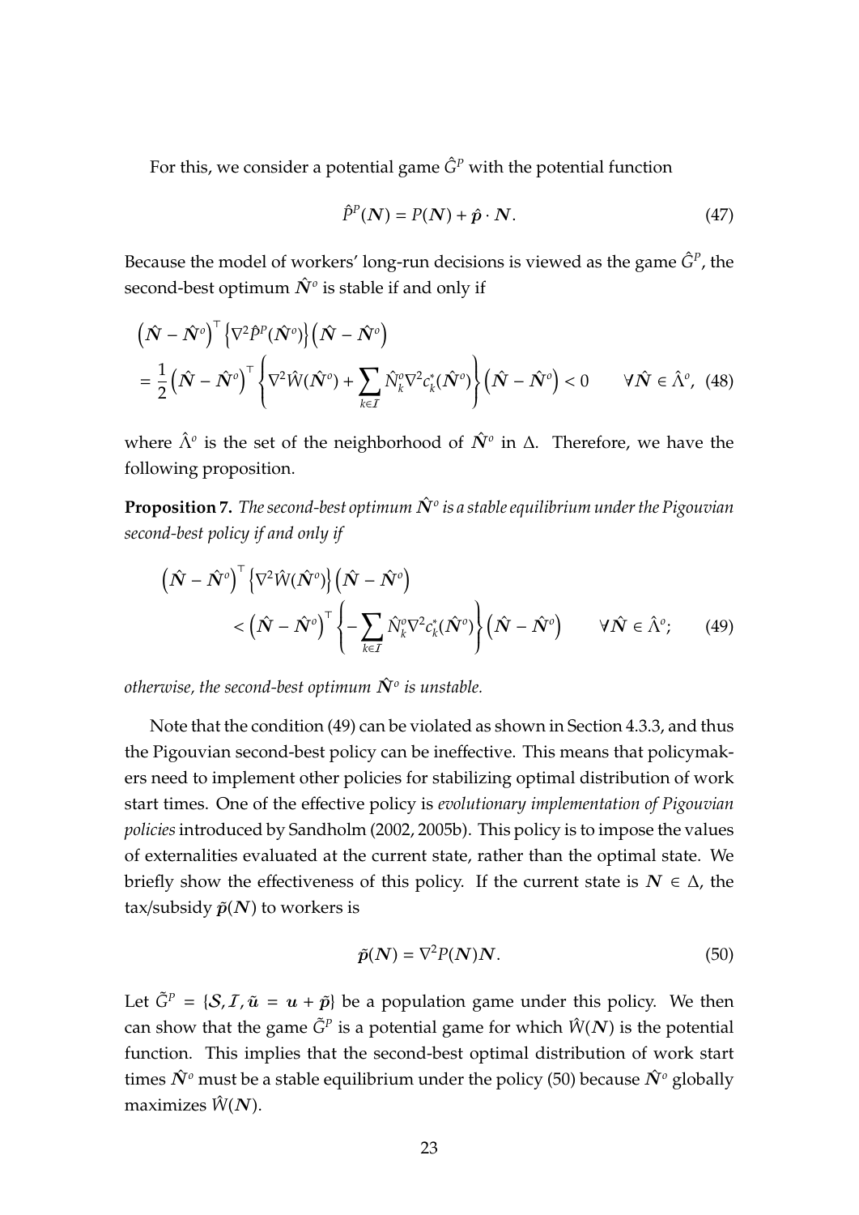For this, we consider a potential game $\hat{G}^P$ with the potential function

$$\hat{P}^P(\boldsymbol{N}) = P(\boldsymbol{N}) + \hat{\boldsymbol{p}} \cdot \boldsymbol{N}. \tag{47}$$

Because the model of workers' long-run decisions is viewed as the game $\hat{G}^P$, the second-best optimum $\hat{\boldsymbol{N}}^o$ is stable if and only if

$$\begin{aligned}
&\left(\hat{\boldsymbol{N}} - \hat{\boldsymbol{N}}^o\right)^\top \left\{\nabla^2 \hat{P}^P(\hat{\boldsymbol{N}}^o)\right\} \left(\hat{\boldsymbol{N}} - \hat{\boldsymbol{N}}^o\right) \\
&= \frac{1}{2}\left(\hat{\boldsymbol{N}} - \hat{\boldsymbol{N}}^o\right)^\top \left\{\nabla^2 \hat{W}(\hat{\boldsymbol{N}}^o) + \sum_{k \in \mathcal{I}} \hat{N}_k^o \nabla^2 c_k^*(\hat{\boldsymbol{N}}^o)\right\} \left(\hat{\boldsymbol{N}} - \hat{\boldsymbol{N}}^o\right) < 0 \qquad \forall \hat{\boldsymbol{N}} \in \hat{\Lambda}^o,
\end{aligned} \tag{48}$$

where $\hat{\Lambda}^o$ is the set of the neighborhood of $\hat{\boldsymbol{N}}^o$ in $\Delta$. Therefore, we have the following proposition.

**Proposition 7.** *The second-best optimum $\hat{\boldsymbol{N}}^o$ is a stable equilibrium under the Pigouvian second-best policy if and only if*

$$\begin{aligned}
&\left(\hat{\boldsymbol{N}} - \hat{\boldsymbol{N}}^o\right)^\top \left\{\nabla^2 \hat{W}(\hat{\boldsymbol{N}}^o)\right\} \left(\hat{\boldsymbol{N}} - \hat{\boldsymbol{N}}^o\right) \\
&\qquad < \left(\hat{\boldsymbol{N}} - \hat{\boldsymbol{N}}^o\right)^\top \left\{-\sum_{k \in \mathcal{I}} \hat{N}_k^o \nabla^2 c_k^*(\hat{\boldsymbol{N}}^o)\right\} \left(\hat{\boldsymbol{N}} - \hat{\boldsymbol{N}}^o\right) \qquad \forall \hat{\boldsymbol{N}} \in \hat{\Lambda}^o;
\end{aligned} \tag{49}$$

*otherwise, the second-best optimum $\hat{\boldsymbol{N}}^o$ is unstable.*

Note that the condition (49) can be violated as shown in Section 4.3.3, and thus the Pigouvian second-best policy can be ineffective. This means that policymakers need to implement other policies for stabilizing optimal distribution of work start times. One of the effective policy is *evolutionary implementation of Pigouvian policies* introduced by Sandholm (2002, 2005b). This policy is to impose the values of externalities evaluated at the current state, rather than the optimal state. We briefly show the effectiveness of this policy. If the current state is $\boldsymbol{N} \in \Delta$, the tax/subsidy $\tilde{\boldsymbol{p}}(\boldsymbol{N})$ to workers is

$$\tilde{\boldsymbol{p}}(\boldsymbol{N}) = \nabla^2 P(\boldsymbol{N})\boldsymbol{N}. \tag{50}$$

Let $\tilde{G}^P = \{\mathcal{S}, \mathcal{I}, \tilde{\boldsymbol{u}} = \boldsymbol{u} + \tilde{\boldsymbol{p}}\}$ be a population game under this policy. We then can show that the game $\tilde{G}^P$ is a potential game for which $\hat{W}(\boldsymbol{N})$ is the potential function. This implies that the second-best optimal distribution of work start times $\hat{\boldsymbol{N}}^o$ must be a stable equilibrium under the policy (50) because $\hat{\boldsymbol{N}}^o$ globally maximizes $\hat{W}(\boldsymbol{N})$.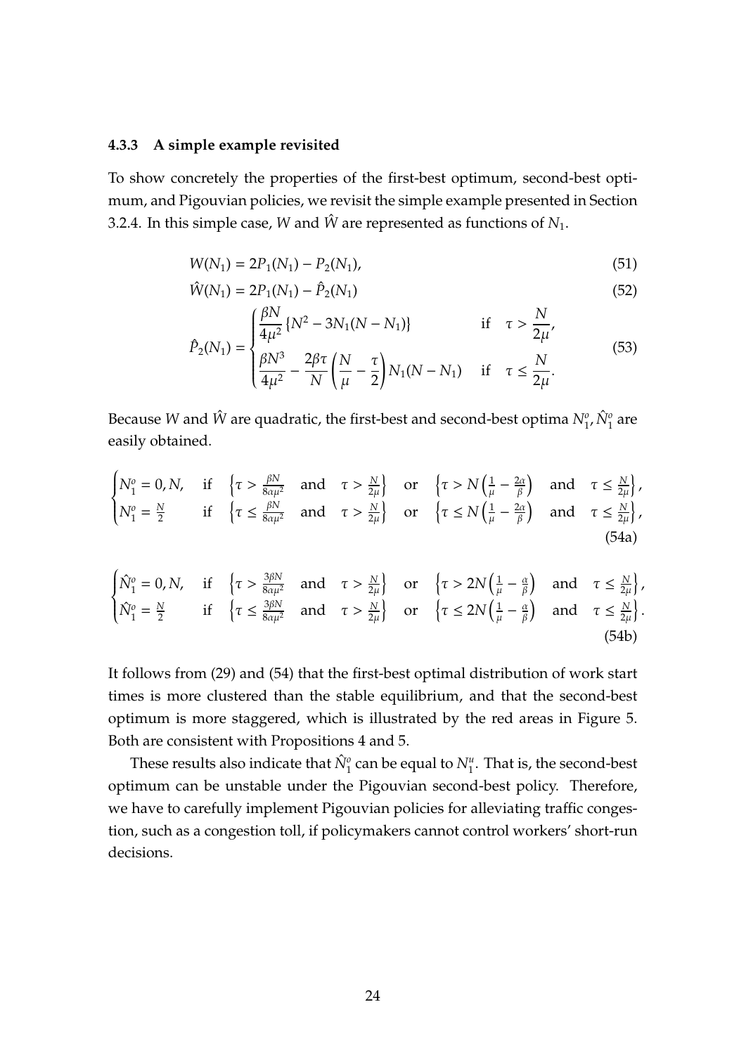### 4.3.3 A simple example revisited

To show concretely the properties of the first-best optimum, second-best optimum, and Pigouvian policies, we revisit the simple example presented in Section 3.2.4. In this simple case, $W$ and $\hat{W}$ are represented as functions of $N_1$.

$$W(N_1) = 2P_1(N_1) - P_2(N_1), \tag{51}$$

$$\hat{W}(N_1) = 2P_1(N_1) - \hat{P}_2(N_1) \tag{52}$$

$$\hat{P}_2(N_1) = \begin{cases} \dfrac{\beta N}{4\mu^2}\{N^2 - 3N_1(N - N_1)\} & \text{if} \quad \tau > \dfrac{N}{2\mu}, \\ \dfrac{\beta N^3}{4\mu^2} - \dfrac{2\beta\tau}{N}\left(\dfrac{N}{\mu} - \dfrac{\tau}{2}\right)N_1(N - N_1) & \text{if} \quad \tau \leq \dfrac{N}{2\mu}. \end{cases} \tag{53}$$

Because $W$ and $\hat{W}$ are quadratic, the first-best and second-best optima $N_1^o, \hat{N}_1^o$ are easily obtained.

$$\begin{cases} N_1^o = 0, N, & \text{if} \quad \left\{\tau > \frac{\beta N}{8\alpha\mu^2} \quad \text{and} \quad \tau > \frac{N}{2\mu}\right\} \quad \text{or} \quad \left\{\tau > N\left(\frac{1}{\mu} - \frac{2\alpha}{\beta}\right) \quad \text{and} \quad \tau \leq \frac{N}{2\mu}\right\}, \\ N_1^o = \frac{N}{2} & \text{if} \quad \left\{\tau \leq \frac{\beta N}{8\alpha\mu^2} \quad \text{and} \quad \tau > \frac{N}{2\mu}\right\} \quad \text{or} \quad \left\{\tau \leq N\left(\frac{1}{\mu} - \frac{2\alpha}{\beta}\right) \quad \text{and} \quad \tau \leq \frac{N}{2\mu}\right\}, \end{cases} \tag{54a}$$

$$\begin{cases} \hat{N}_1^o = 0, N, & \text{if} \quad \left\{\tau > \frac{3\beta N}{8\alpha\mu^2} \quad \text{and} \quad \tau > \frac{N}{2\mu}\right\} \quad \text{or} \quad \left\{\tau > 2N\left(\frac{1}{\mu} - \frac{\alpha}{\beta}\right) \quad \text{and} \quad \tau \leq \frac{N}{2\mu}\right\}, \\ \hat{N}_1^o = \frac{N}{2} & \text{if} \quad \left\{\tau \leq \frac{3\beta N}{8\alpha\mu^2} \quad \text{and} \quad \tau > \frac{N}{2\mu}\right\} \quad \text{or} \quad \left\{\tau \leq 2N\left(\frac{1}{\mu} - \frac{\alpha}{\beta}\right) \quad \text{and} \quad \tau \leq \frac{N}{2\mu}\right\}. \end{cases} \tag{54b}$$

It follows from (29) and (54) that the first-best optimal distribution of work start times is more clustered than the stable equilibrium, and that the second-best optimum is more staggered, which is illustrated by the red areas in Figure 5. Both are consistent with Propositions 4 and 5.

These results also indicate that $\hat{N}_1^o$ can be equal to $N_1^u$. That is, the second-best optimum can be unstable under the Pigouvian second-best policy. Therefore, we have to carefully implement Pigouvian policies for alleviating traffic congestion, such as a congestion toll, if policymakers cannot control workers' short-run decisions.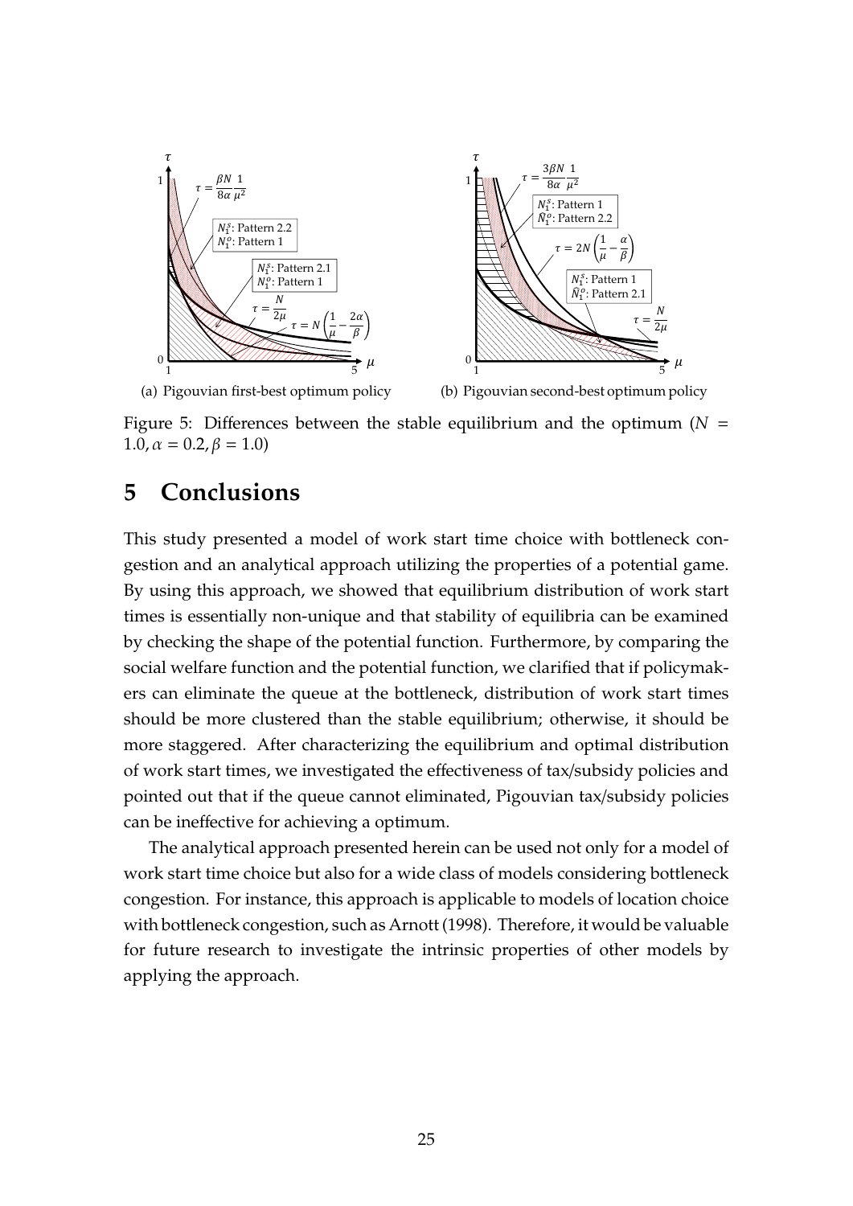(a) Pigouvian first-best optimum policy

(b) Pigouvian second-best optimum policy

Figure 5: Differences between the stable equilibrium and the optimum ($N = 1.0, \alpha = 0.2, \beta = 1.0$)

# 5 Conclusions

This study presented a model of work start time choice with bottleneck congestion and an analytical approach utilizing the properties of a potential game. By using this approach, we showed that equilibrium distribution of work start times is essentially non-unique and that stability of equilibria can be examined by checking the shape of the potential function. Furthermore, by comparing the social welfare function and the potential function, we clarified that if policymakers can eliminate the queue at the bottleneck, distribution of work start times should be more clustered than the stable equilibrium; otherwise, it should be more staggered. After characterizing the equilibrium and optimal distribution of work start times, we investigated the effectiveness of tax/subsidy policies and pointed out that if the queue cannot eliminated, Pigouvian tax/subsidy policies can be ineffective for achieving a optimum.

The analytical approach presented herein can be used not only for a model of work start time choice but also for a wide class of models considering bottleneck congestion. For instance, this approach is applicable to models of location choice with bottleneck congestion, such as Arnott (1998). Therefore, it would be valuable for future research to investigate the intrinsic properties of other models by applying the approach.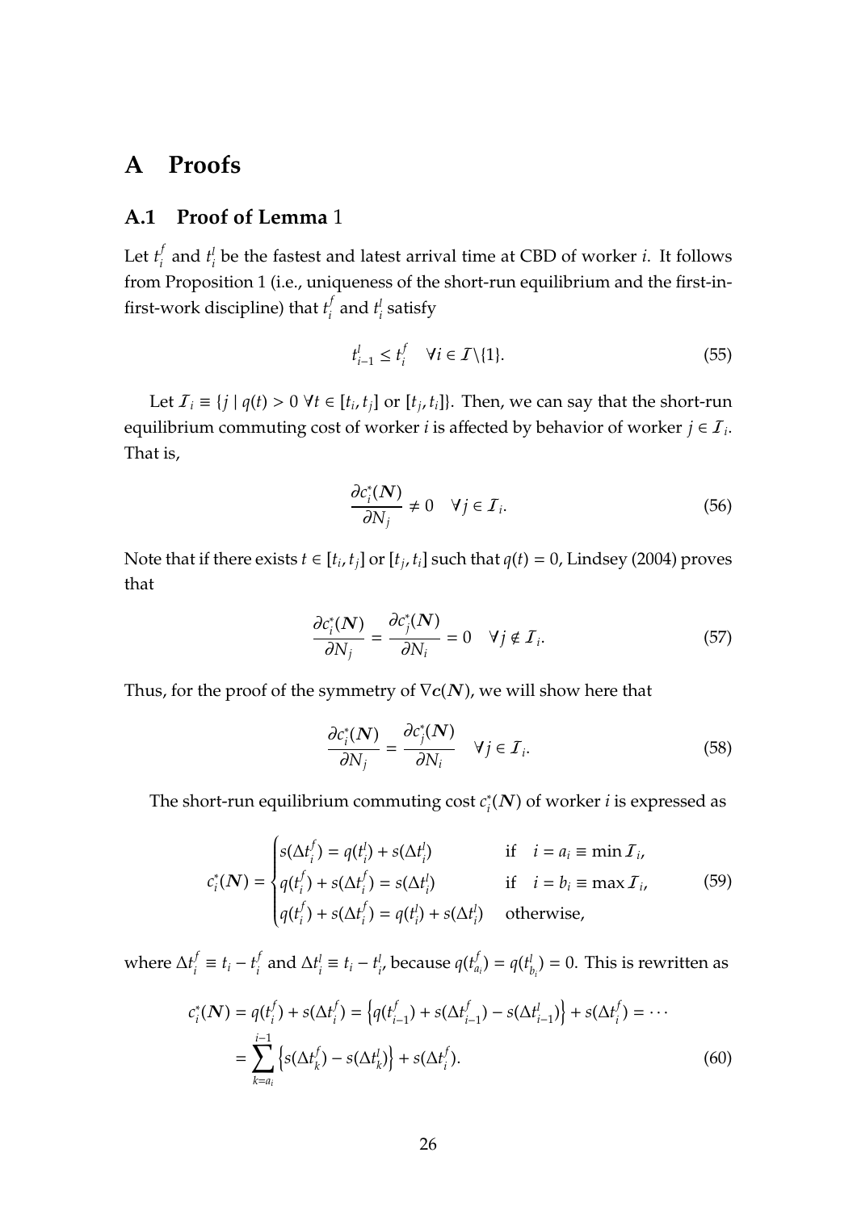# A Proofs

## A.1 Proof of Lemma 1

Let $t_i^f$ and $t_i^l$ be the fastest and latest arrival time at CBD of worker $i$. It follows from Proposition 1 (i.e., uniqueness of the short-run equilibrium and the first-in-first-work discipline) that $t_i^f$ and $t_i^l$ satisfy

$$t_{i-1}^l \leq t_i^f \quad \forall i \in \mathcal{I}\backslash\{1\}. \tag{55}$$

Let $\mathcal{I}_i \equiv \{j \mid q(t) > 0 \ \forall t \in [t_i, t_j] \text{ or } [t_j, t_i]\}$. Then, we can say that the short-run equilibrium commuting cost of worker $i$ is affected by behavior of worker $j \in \mathcal{I}_i$. That is,

$$\frac{\partial c_i^*(\boldsymbol{N})}{\partial N_j} \neq 0 \quad \forall j \in \mathcal{I}_i. \tag{56}$$

Note that if there exists $t \in [t_i, t_j]$ or $[t_j, t_i]$ such that $q(t) = 0$, Lindsey (2004) proves that

$$\frac{\partial c_i^*(\boldsymbol{N})}{\partial N_j} = \frac{\partial c_j^*(\boldsymbol{N})}{\partial N_i} = 0 \quad \forall j \notin \mathcal{I}_i. \tag{57}$$

Thus, for the proof of the symmetry of $\nabla \boldsymbol{c}(\boldsymbol{N})$, we will show here that

$$\frac{\partial c_i^*(\boldsymbol{N})}{\partial N_j} = \frac{\partial c_j^*(\boldsymbol{N})}{\partial N_i} \quad \forall j \in \mathcal{I}_i. \tag{58}$$

The short-run equilibrium commuting cost $c_i^*(\boldsymbol{N})$ of worker $i$ is expressed as

$$c_i^*(\boldsymbol{N}) = \begin{cases} s(\Delta t_i^f) = q(t_i^l) + s(\Delta t_i^l) & \text{if} \quad i = a_i \equiv \min \mathcal{I}_i, \\ q(t_i^f) + s(\Delta t_i^f) = s(\Delta t_i^l) & \text{if} \quad i = b_i \equiv \max \mathcal{I}_i, \\ q(t_i^f) + s(\Delta t_i^f) = q(t_i^l) + s(\Delta t_i^l) & \text{otherwise}, \end{cases} \tag{59}$$

where $\Delta t_i^f \equiv t_i - t_i^f$ and $\Delta t_i^l \equiv t_i - t_i^l$, because $q(t_{a_i}^f) = q(t_{b_i}^l) = 0$. This is rewritten as

$$\begin{aligned} c_i^*(\boldsymbol{N}) &= q(t_i^f) + s(\Delta t_i^f) = \left\{ q(t_{i-1}^f) + s(\Delta t_{i-1}^f) - s(\Delta t_{i-1}^l) \right\} + s(\Delta t_i^f) = \cdots \\ &= \sum_{k=a_i}^{i-1} \left\{ s(\Delta t_k^f) - s(\Delta t_k^l) \right\} + s(\Delta t_i^f). \end{aligned} \tag{60}$$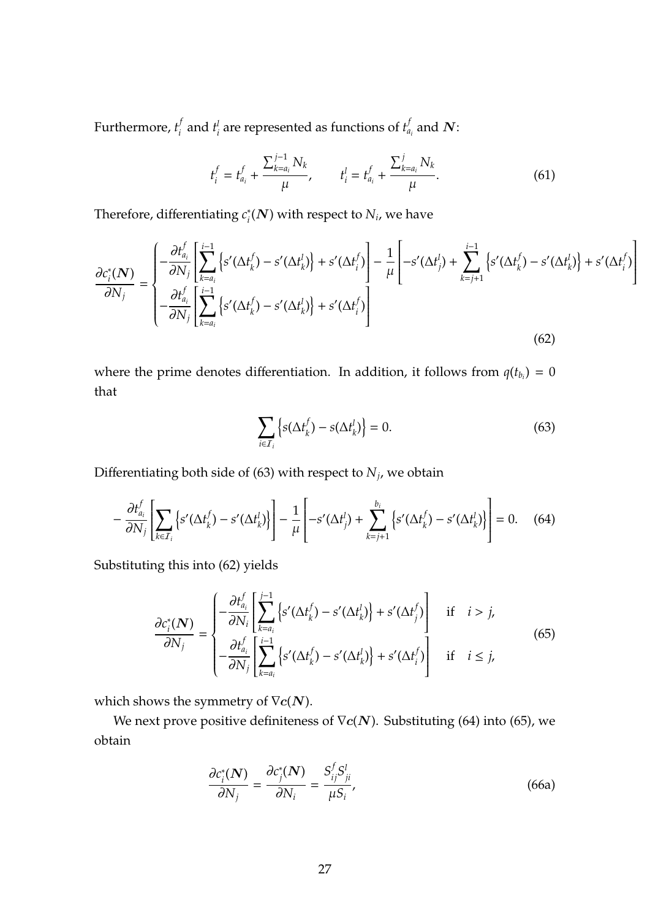Furthermore, $t_i^f$ and $t_i^l$ are represented as functions of $t_{a_i}^f$ and $\boldsymbol{N}$:

$$
t_i^f = t_{a_i}^f + \frac{\sum_{k=a_i}^{j-1} N_k}{\mu}, \qquad t_i^l = t_{a_i}^f + \frac{\sum_{k=a_i}^{j} N_k}{\mu}. \tag{61}
$$

Therefore, differentiating $c_i^*(\boldsymbol{N})$ with respect to $N_i$, we have

$$
\frac{\partial c_i^*(\boldsymbol{N})}{\partial N_j} = \begin{cases} -\dfrac{\partial t_{a_i}^f}{\partial N_j}\left[\displaystyle\sum_{k=a_i}^{i-1}\left\{s'(\Delta t_k^f) - s'(\Delta t_k^l)\right\} + s'(\Delta t_i^f)\right] - \dfrac{1}{\mu}\left[-s'(\Delta t_j^l) + \displaystyle\sum_{k=j+1}^{i-1}\left\{s'(\Delta t_k^f) - s'(\Delta t_k^l)\right\} + s'(\Delta t_i^f)\right] \\ -\dfrac{\partial t_{a_i}^f}{\partial N_j}\left[\displaystyle\sum_{k=a_i}^{i-1}\left\{s'(\Delta t_k^f) - s'(\Delta t_k^l)\right\} + s'(\Delta t_i^f)\right] \end{cases} \tag{62}
$$

where the prime denotes differentiation. In addition, it follows from $q(t_{b_i}) = 0$ that

$$
\sum_{i \in \mathcal{I}_i}\left\{s(\Delta t_k^f) - s(\Delta t_k^l)\right\} = 0. \tag{63}
$$

Differentiating both side of (63) with respect to $N_j$, we obtain

$$
-\frac{\partial t_{a_i}^f}{\partial N_j}\left[\sum_{k \in \mathcal{I}_i}\left\{s'(\Delta t_k^f) - s'(\Delta t_k^l)\right\}\right] - \frac{1}{\mu}\left[-s'(\Delta t_j^l) + \sum_{k=j+1}^{b_i}\left\{s'(\Delta t_k^f) - s'(\Delta t_k^l)\right\}\right] = 0. \tag{64}
$$

Substituting this into (62) yields

$$
\frac{\partial c_i^*(\boldsymbol{N})}{\partial N_j} = \begin{cases} -\dfrac{\partial t_{a_i}^f}{\partial N_i}\left[\displaystyle\sum_{k=a_i}^{j-1}\left\{s'(\Delta t_k^f) - s'(\Delta t_k^l)\right\} + s'(\Delta t_j^f)\right] & \text{if} \quad i > j, \\ -\dfrac{\partial t_{a_i}^f}{\partial N_j}\left[\displaystyle\sum_{k=a_i}^{i-1}\left\{s'(\Delta t_k^f) - s'(\Delta t_k^l)\right\} + s'(\Delta t_i^f)\right] & \text{if} \quad i \leq j, \end{cases} \tag{65}
$$

which shows the symmetry of $\nabla \boldsymbol{c}(\boldsymbol{N})$.

We next prove positive definiteness of $\nabla \boldsymbol{c}(\boldsymbol{N})$. Substituting (64) into (65), we obtain

$$
\frac{\partial c_i^*(\boldsymbol{N})}{\partial N_j} = \frac{\partial c_j^*(\boldsymbol{N})}{\partial N_i} = \frac{S_{ij}^f S_{ji}^l}{\mu S_i}, \tag{66a}
$$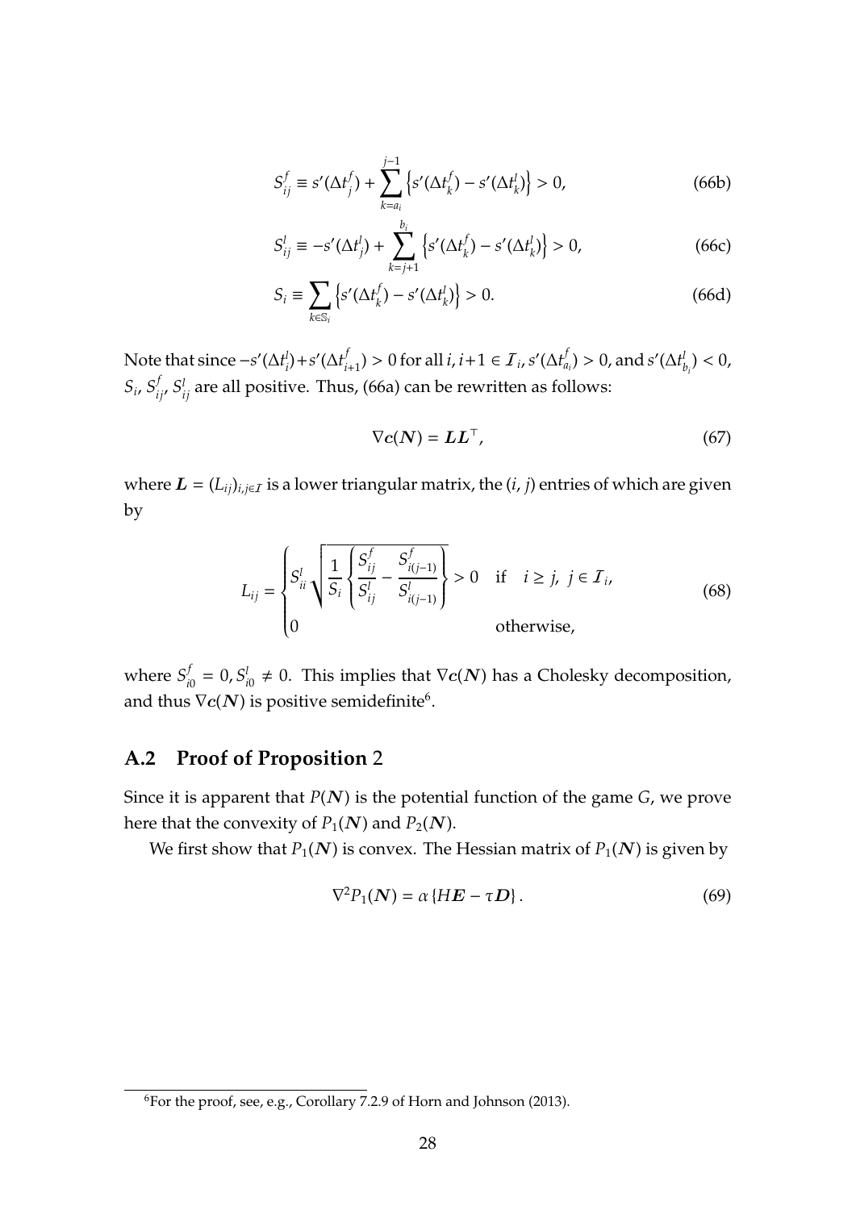$$S_{ij}^{f} \equiv s'(\Delta t_{j}^{f}) + \sum_{k=a_i}^{j-1} \left\{ s'(\Delta t_{k}^{f}) - s'(\Delta t_{k}^{l}) \right\} > 0, \tag{66b}$$

$$S_{ij}^{l} \equiv -s'(\Delta t_{j}^{l}) + \sum_{k=j+1}^{b_i} \left\{ s'(\Delta t_{k}^{f}) - s'(\Delta t_{k}^{l}) \right\} > 0, \tag{66c}$$

$$S_{i} \equiv \sum_{k \in \mathbb{S}_i} \left\{ s'(\Delta t_{k}^{f}) - s'(\Delta t_{k}^{l}) \right\} > 0. \tag{66d}$$

Note that since $-s'(\Delta t_{i}^{l}) + s'(\Delta t_{i+1}^{f}) > 0$ for all $i, i+1 \in \mathcal{I}_i$, $s'(\Delta t_{a_i}^{f}) > 0$, and $s'(\Delta t_{b_i}^{l}) < 0$, $S_i$, $S_{ij}^{f}$, $S_{ij}^{l}$ are all positive. Thus, (66a) can be rewritten as follows:

$$\nabla \boldsymbol{c}(\boldsymbol{N}) = \boldsymbol{L}\boldsymbol{L}^{\top}, \tag{67}$$

where $\boldsymbol{L} = (L_{ij})_{i,j \in \mathcal{I}}$ is a lower triangular matrix, the $(i, j)$ entries of which are given by

$$L_{ij} = \begin{cases} S_{ii}^{l} \sqrt{\dfrac{1}{S_i} \left\{ \dfrac{S_{ij}^{f}}{S_{ij}^{l}} - \dfrac{S_{i(j-1)}^{f}}{S_{i(j-1)}^{l}} \right\}} > 0 & \text{if} \quad i \geq j, \ j \in \mathcal{I}_i, \\ 0 & \text{otherwise,} \end{cases} \tag{68}$$

where $S_{i0}^{f} = 0, S_{i0}^{l} \neq 0$. This implies that $\nabla \boldsymbol{c}(\boldsymbol{N})$ has a Cholesky decomposition, and thus $\nabla \boldsymbol{c}(\boldsymbol{N})$ is positive semidefinite[6].

## A.2 Proof of Proposition 2

Since it is apparent that $P(\boldsymbol{N})$ is the potential function of the game $G$, we prove here that the convexity of $P_1(\boldsymbol{N})$ and $P_2(\boldsymbol{N})$.

We first show that $P_1(\boldsymbol{N})$ is convex. The Hessian matrix of $P_1(\boldsymbol{N})$ is given by

$$\nabla^2 P_1(\boldsymbol{N}) = \alpha \left\{ H\boldsymbol{E} - \tau \boldsymbol{D} \right\}. \tag{69}$$

[6] For the proof, see, e.g., Corollary 7.2.9 of Horn and Johnson (2013).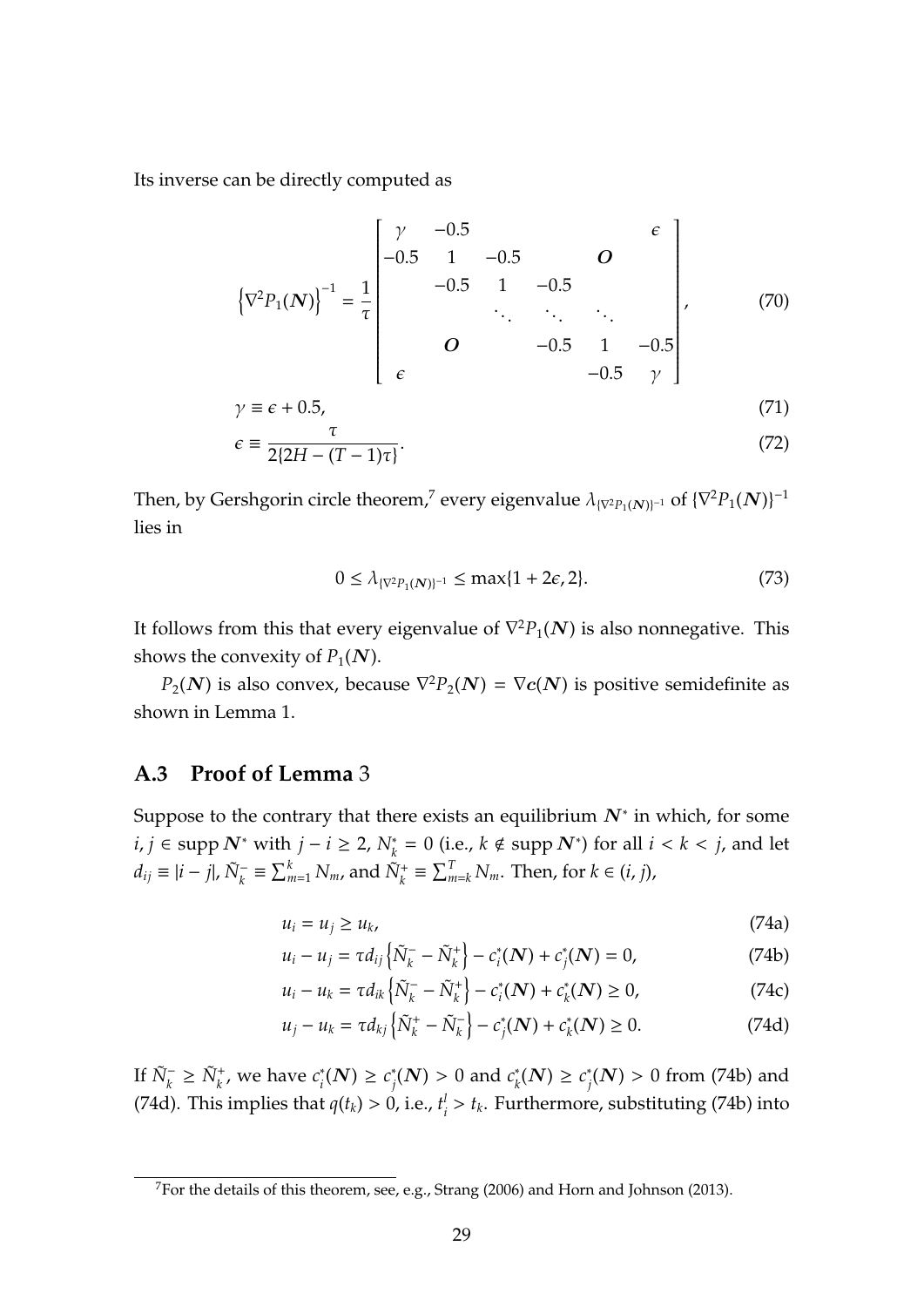Its inverse can be directly computed as

$$
\left\{\nabla^2 P_1(\boldsymbol{N})\right\}^{-1} = \frac{1}{\tau}\begin{bmatrix} \gamma & -0.5 & & & & \epsilon \\ -0.5 & 1 & -0.5 & & \boldsymbol{O} & \\ & -0.5 & 1 & -0.5 & & \\ & & \ddots & \ddots & \ddots & \\ & \boldsymbol{O} & & -0.5 & 1 & -0.5 \\ \epsilon & & & & -0.5 & \gamma \end{bmatrix}, \tag{70}
$$

$$
\gamma \equiv \epsilon + 0.5, \tag{71}
$$

$$
\epsilon \equiv \frac{\tau}{2\{2H - (T-1)\tau\}}. \tag{72}
$$

Then, by Gershgorin circle theorem,[7] every eigenvalue $\lambda_{\{\nabla^2 P_1(\boldsymbol{N})\}^{-1}}$ of $\{\nabla^2 P_1(\boldsymbol{N})\}^{-1}$ lies in

$$
0 \leq \lambda_{\{\nabla^2 P_1(\boldsymbol{N})\}^{-1}} \leq \max\{1 + 2\epsilon, 2\}. \tag{73}
$$

It follows from this that every eigenvalue of $\nabla^2 P_1(\boldsymbol{N})$ is also nonnegative. This shows the convexity of $P_1(\boldsymbol{N})$.

$P_2(\boldsymbol{N})$ is also convex, because $\nabla^2 P_2(\boldsymbol{N}) = \nabla \boldsymbol{c}(\boldsymbol{N})$ is positive semidefinite as shown in Lemma 1.

## A.3 Proof of Lemma 3

Suppose to the contrary that there exists an equilibrium $\boldsymbol{N}^*$ in which, for some $i, j \in \operatorname{supp} \boldsymbol{N}^*$ with $j - i \geq 2$, $N_k^* = 0$ (i.e., $k \notin \operatorname{supp} \boldsymbol{N}^*$) for all $i < k < j$, and let $d_{ij} \equiv |i - j|$, $\tilde{N}_k^- \equiv \sum_{m=1}^{k} N_m$, and $\tilde{N}_k^+ \equiv \sum_{m=k}^{T} N_m$. Then, for $k \in (i, j)$,

$$
u_i = u_j \geq u_k, \tag{74a}
$$

$$
u_i - u_j = \tau d_{ij}\left\{\tilde{N}_k^- - \tilde{N}_k^+\right\} - c_i^*(\boldsymbol{N}) + c_j^*(\boldsymbol{N}) = 0, \tag{74b}
$$

$$
u_i - u_k = \tau d_{ik}\left\{\tilde{N}_k^- - \tilde{N}_k^+\right\} - c_i^*(\boldsymbol{N}) + c_k^*(\boldsymbol{N}) \geq 0, \tag{74c}
$$

$$
u_j - u_k = \tau d_{kj}\left\{\tilde{N}_k^+ - \tilde{N}_k^-\right\} - c_j^*(\boldsymbol{N}) + c_k^*(\boldsymbol{N}) \geq 0. \tag{74d}
$$

If $\tilde{N}_k^- \geq \tilde{N}_k^+$, we have $c_i^*(\boldsymbol{N}) \geq c_j^*(\boldsymbol{N}) > 0$ and $c_k^*(\boldsymbol{N}) \geq c_j^*(\boldsymbol{N}) > 0$ from (74b) and (74d). This implies that $q(t_k) > 0$, i.e., $t_i^l > t_k$. Furthermore, substituting (74b) into

[7] For the details of this theorem, see, e.g., Strang (2006) and Horn and Johnson (2013).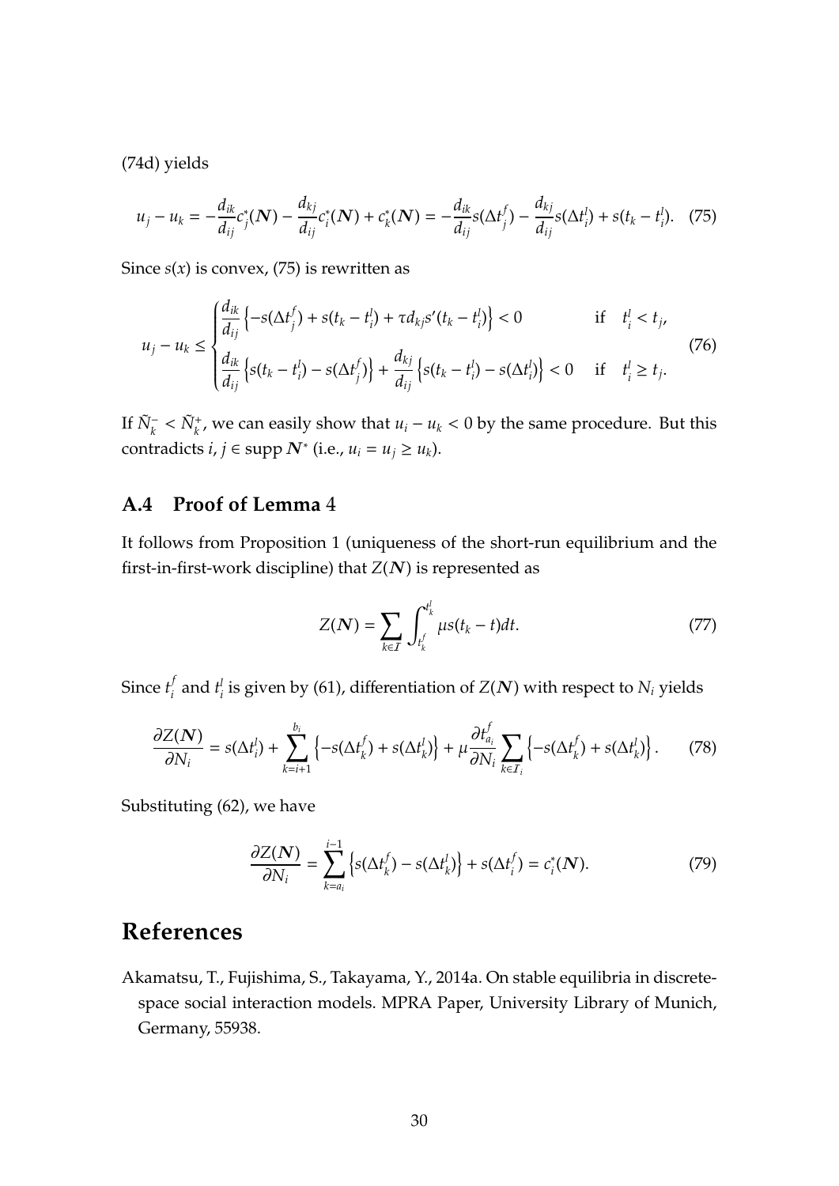(74d) yields

$$u_j - u_k = -\frac{d_{ik}}{d_{ij}} c_j^*(\boldsymbol{N}) - \frac{d_{kj}}{d_{ij}} c_i^*(\boldsymbol{N}) + c_k^*(\boldsymbol{N}) = -\frac{d_{ik}}{d_{ij}} s(\Delta t_j^f) - \frac{d_{kj}}{d_{ij}} s(\Delta t_i^l) + s(t_k - t_i^l). \quad (75)$$

Since $s(x)$ is convex, (75) is rewritten as

$$u_j - u_k \leq \begin{cases} \dfrac{d_{ik}}{d_{ij}} \left\{ -s(\Delta t_j^f) + s(t_k - t_i^l) + \tau d_{kj} s'(t_k - t_i^l) \right\} < 0 & \text{if} \quad t_i^l < t_j, \\[2ex] \dfrac{d_{ik}}{d_{ij}} \left\{ s(t_k - t_i^l) - s(\Delta t_j^f) \right\} + \dfrac{d_{kj}}{d_{ij}} \left\{ s(t_k - t_i^l) - s(\Delta t_i^l) \right\} < 0 & \text{if} \quad t_i^l \geq t_j. \end{cases} \quad (76)$$

If $\tilde{N}_k^- < \tilde{N}_k^+$, we can easily show that $u_i - u_k < 0$ by the same procedure. But this contradicts $i, j \in \operatorname{supp} \boldsymbol{N}^*$ (i.e., $u_i = u_j \geq u_k$).

## A.4 Proof of Lemma 4

It follows from Proposition 1 (uniqueness of the short-run equilibrium and the first-in-first-work discipline) that $Z(\boldsymbol{N})$ is represented as

$$Z(\boldsymbol{N}) = \sum_{k \in \mathcal{I}} \int_{t_k^f}^{t_k^l} \mu s(t_k - t) dt. \quad (77)$$

Since $t_i^f$ and $t_i^l$ is given by (61), differentiation of $Z(\boldsymbol{N})$ with respect to $N_i$ yields

$$\frac{\partial Z(\boldsymbol{N})}{\partial N_i} = s(\Delta t_i^l) + \sum_{k=i+1}^{b_i} \left\{ -s(\Delta t_k^f) + s(\Delta t_k^l) \right\} + \mu \frac{\partial t_{a_i}^f}{\partial N_i} \sum_{k \in \mathcal{I}_i} \left\{ -s(\Delta t_k^f) + s(\Delta t_k^l) \right\}. \quad (78)$$

Substituting (62), we have

$$\frac{\partial Z(\boldsymbol{N})}{\partial N_i} = \sum_{k=a_i}^{i-1} \left\{ s(\Delta t_k^f) - s(\Delta t_k^l) \right\} + s(\Delta t_i^f) = c_i^*(\boldsymbol{N}). \quad (79)$$

# References

Akamatsu, T., Fujishima, S., Takayama, Y., 2014a. On stable equilibria in discrete-space social interaction models. MPRA Paper, University Library of Munich, Germany, 55938.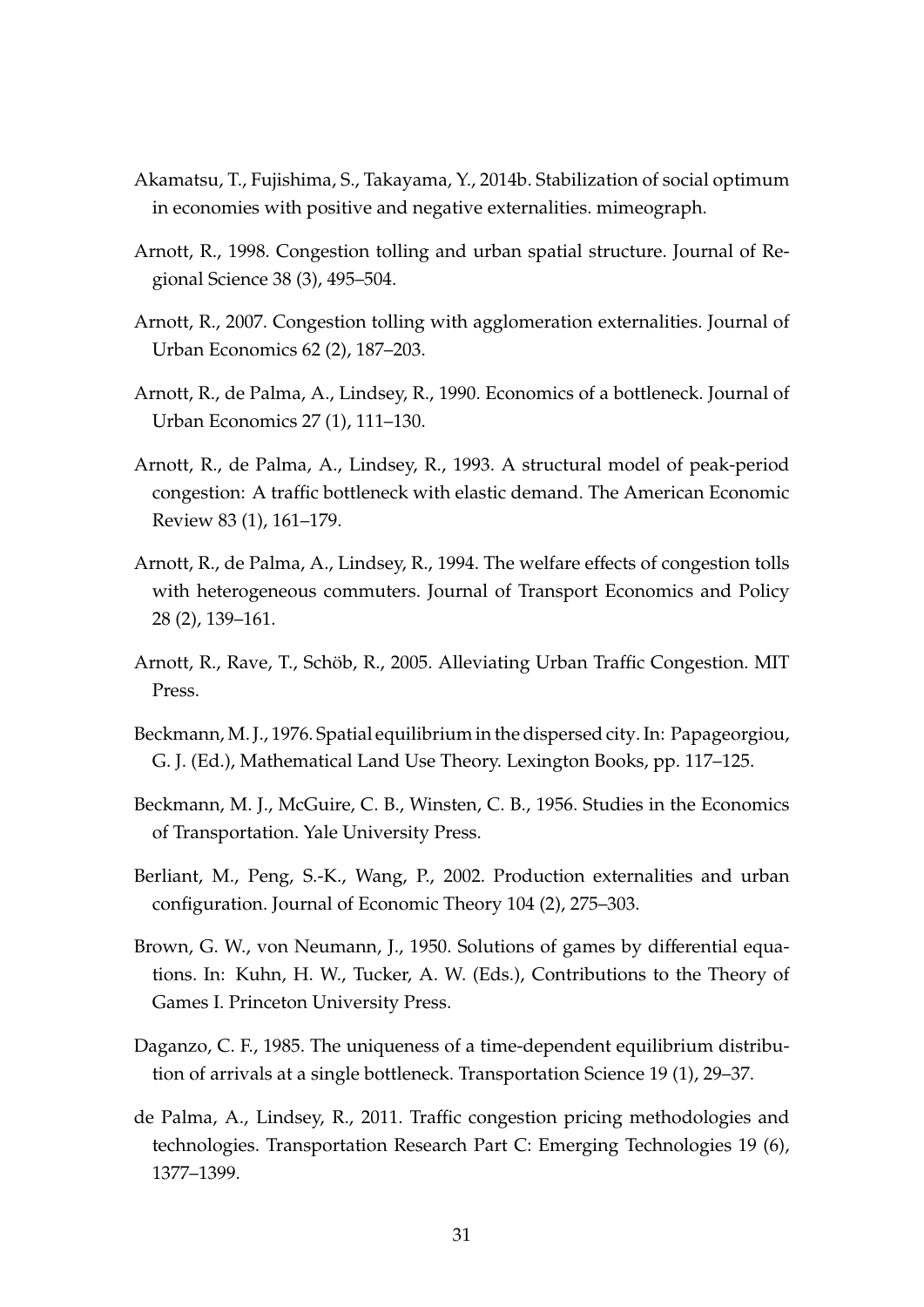Akamatsu, T., Fujishima, S., Takayama, Y., 2014b. Stabilization of social optimum in economies with positive and negative externalities. mimeograph.

Arnott, R., 1998. Congestion tolling and urban spatial structure. Journal of Regional Science 38 (3), 495–504.

Arnott, R., 2007. Congestion tolling with agglomeration externalities. Journal of Urban Economics 62 (2), 187–203.

Arnott, R., de Palma, A., Lindsey, R., 1990. Economics of a bottleneck. Journal of Urban Economics 27 (1), 111–130.

Arnott, R., de Palma, A., Lindsey, R., 1993. A structural model of peak-period congestion: A traffic bottleneck with elastic demand. The American Economic Review 83 (1), 161–179.

Arnott, R., de Palma, A., Lindsey, R., 1994. The welfare effects of congestion tolls with heterogeneous commuters. Journal of Transport Economics and Policy 28 (2), 139–161.

Arnott, R., Rave, T., Schöb, R., 2005. Alleviating Urban Traffic Congestion. MIT Press.

Beckmann, M. J., 1976. Spatial equilibrium in the dispersed city. In: Papageorgiou, G. J. (Ed.), Mathematical Land Use Theory. Lexington Books, pp. 117–125.

Beckmann, M. J., McGuire, C. B., Winsten, C. B., 1956. Studies in the Economics of Transportation. Yale University Press.

Berliant, M., Peng, S.-K., Wang, P., 2002. Production externalities and urban configuration. Journal of Economic Theory 104 (2), 275–303.

Brown, G. W., von Neumann, J., 1950. Solutions of games by differential equations. In: Kuhn, H. W., Tucker, A. W. (Eds.), Contributions to the Theory of Games I. Princeton University Press.

Daganzo, C. F., 1985. The uniqueness of a time-dependent equilibrium distribution of arrivals at a single bottleneck. Transportation Science 19 (1), 29–37.

de Palma, A., Lindsey, R., 2011. Traffic congestion pricing methodologies and technologies. Transportation Research Part C: Emerging Technologies 19 (6), 1377–1399.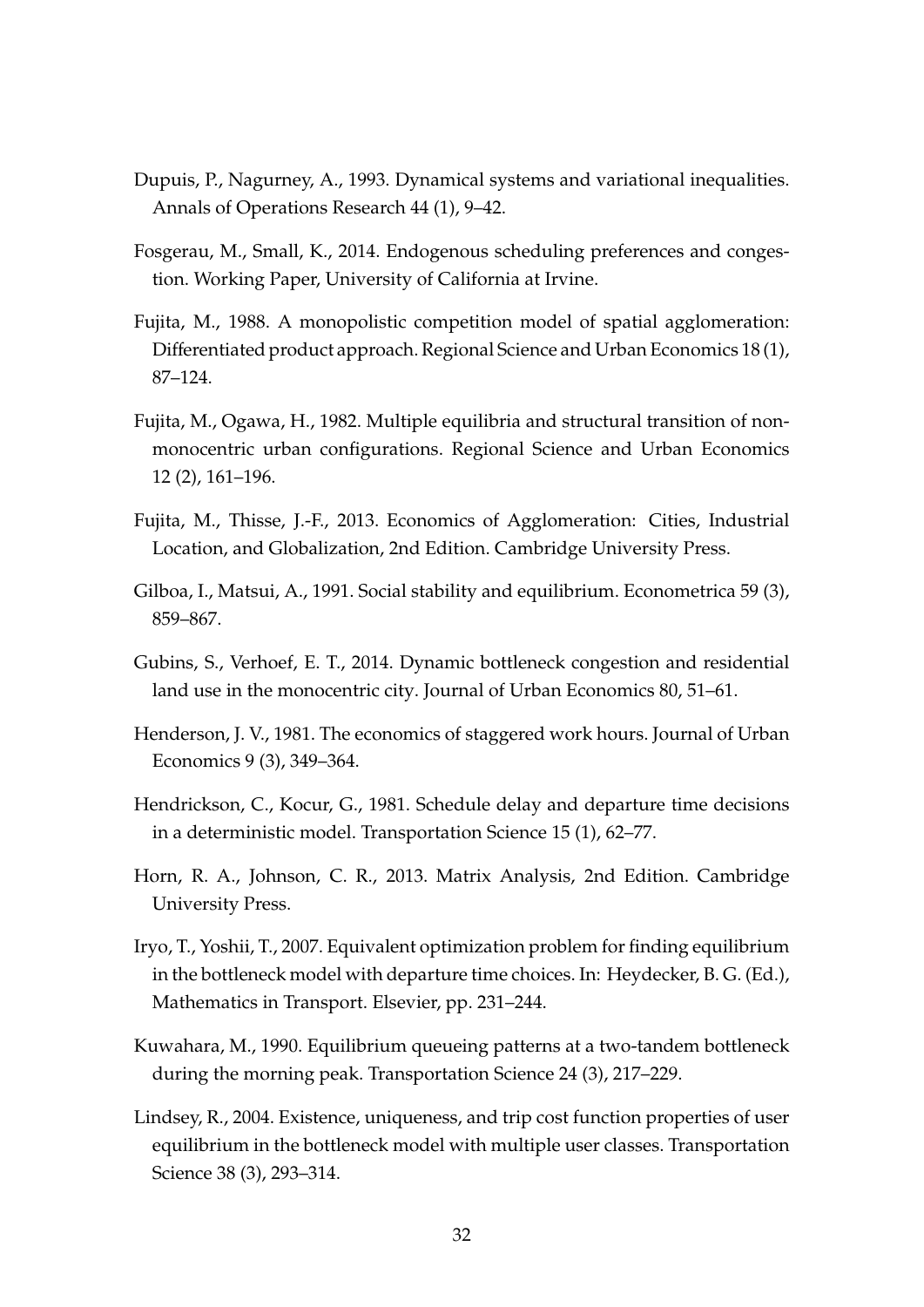Dupuis, P., Nagurney, A., 1993. Dynamical systems and variational inequalities. Annals of Operations Research 44 (1), 9–42.

Fosgerau, M., Small, K., 2014. Endogenous scheduling preferences and congestion. Working Paper, University of California at Irvine.

Fujita, M., 1988. A monopolistic competition model of spatial agglomeration: Differentiated product approach. Regional Science and Urban Economics 18 (1), 87–124.

Fujita, M., Ogawa, H., 1982. Multiple equilibria and structural transition of non-monocentric urban configurations. Regional Science and Urban Economics 12 (2), 161–196.

Fujita, M., Thisse, J.-F., 2013. Economics of Agglomeration: Cities, Industrial Location, and Globalization, 2nd Edition. Cambridge University Press.

Gilboa, I., Matsui, A., 1991. Social stability and equilibrium. Econometrica 59 (3), 859–867.

Gubins, S., Verhoef, E. T., 2014. Dynamic bottleneck congestion and residential land use in the monocentric city. Journal of Urban Economics 80, 51–61.

Henderson, J. V., 1981. The economics of staggered work hours. Journal of Urban Economics 9 (3), 349–364.

Hendrickson, C., Kocur, G., 1981. Schedule delay and departure time decisions in a deterministic model. Transportation Science 15 (1), 62–77.

Horn, R. A., Johnson, C. R., 2013. Matrix Analysis, 2nd Edition. Cambridge University Press.

Iryo, T., Yoshii, T., 2007. Equivalent optimization problem for finding equilibrium in the bottleneck model with departure time choices. In: Heydecker, B. G. (Ed.), Mathematics in Transport. Elsevier, pp. 231–244.

Kuwahara, M., 1990. Equilibrium queueing patterns at a two-tandem bottleneck during the morning peak. Transportation Science 24 (3), 217–229.

Lindsey, R., 2004. Existence, uniqueness, and trip cost function properties of user equilibrium in the bottleneck model with multiple user classes. Transportation Science 38 (3), 293–314.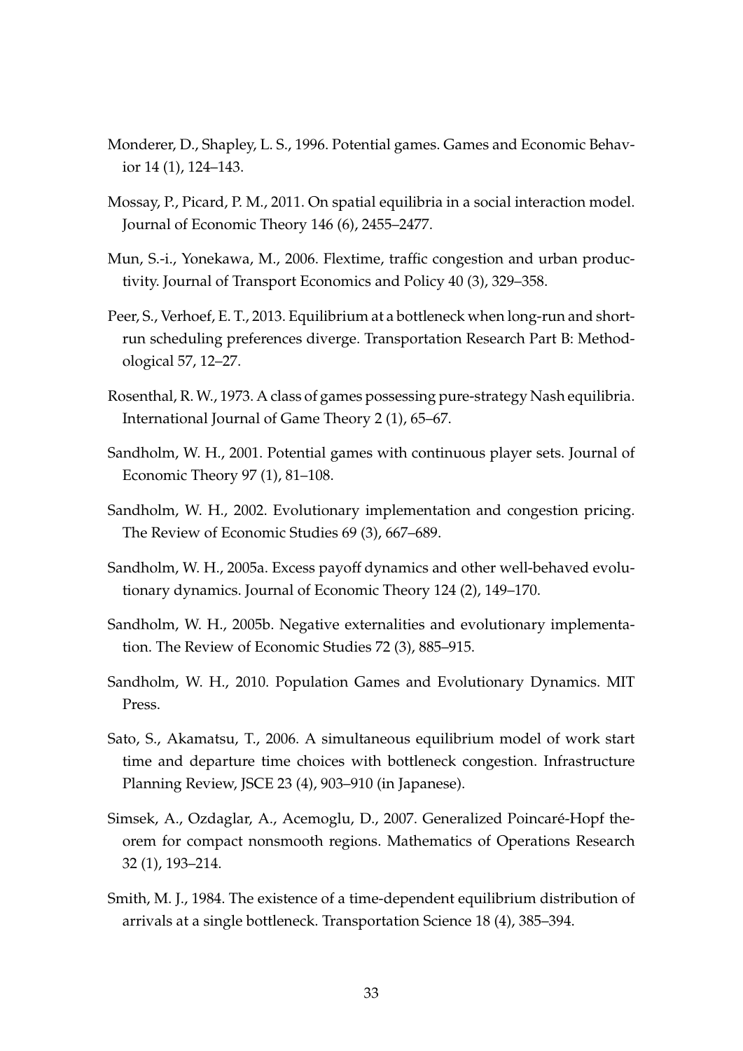Monderer, D., Shapley, L. S., 1996. Potential games. Games and Economic Behavior 14 (1), 124–143.

Mossay, P., Picard, P. M., 2011. On spatial equilibria in a social interaction model. Journal of Economic Theory 146 (6), 2455–2477.

Mun, S.-i., Yonekawa, M., 2006. Flextime, traffic congestion and urban productivity. Journal of Transport Economics and Policy 40 (3), 329–358.

Peer, S., Verhoef, E. T., 2013. Equilibrium at a bottleneck when long-run and short-run scheduling preferences diverge. Transportation Research Part B: Methodological 57, 12–27.

Rosenthal, R. W., 1973. A class of games possessing pure-strategy Nash equilibria. International Journal of Game Theory 2 (1), 65–67.

Sandholm, W. H., 2001. Potential games with continuous player sets. Journal of Economic Theory 97 (1), 81–108.

Sandholm, W. H., 2002. Evolutionary implementation and congestion pricing. The Review of Economic Studies 69 (3), 667–689.

Sandholm, W. H., 2005a. Excess payoff dynamics and other well-behaved evolutionary dynamics. Journal of Economic Theory 124 (2), 149–170.

Sandholm, W. H., 2005b. Negative externalities and evolutionary implementation. The Review of Economic Studies 72 (3), 885–915.

Sandholm, W. H., 2010. Population Games and Evolutionary Dynamics. MIT Press.

Sato, S., Akamatsu, T., 2006. A simultaneous equilibrium model of work start time and departure time choices with bottleneck congestion. Infrastructure Planning Review, JSCE 23 (4), 903–910 (in Japanese).

Simsek, A., Ozdaglar, A., Acemoglu, D., 2007. Generalized Poincaré-Hopf theorem for compact nonsmooth regions. Mathematics of Operations Research 32 (1), 193–214.

Smith, M. J., 1984. The existence of a time-dependent equilibrium distribution of arrivals at a single bottleneck. Transportation Science 18 (4), 385–394.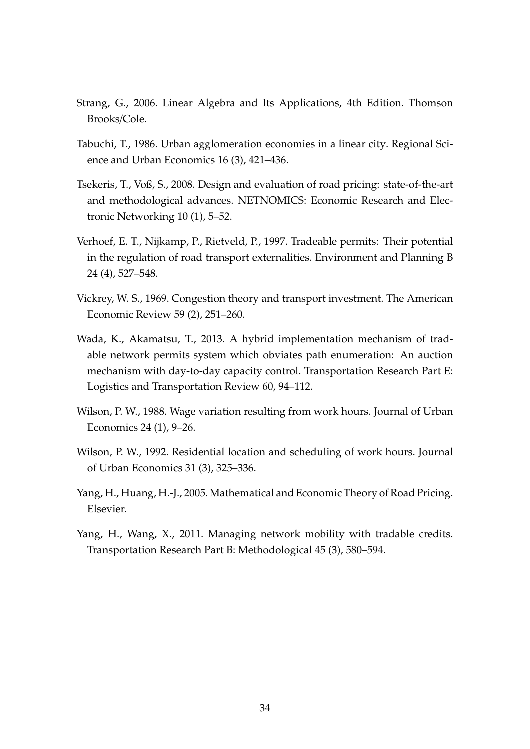Strang, G., 2006. Linear Algebra and Its Applications, 4th Edition. Thomson Brooks/Cole.

Tabuchi, T., 1986. Urban agglomeration economies in a linear city. Regional Science and Urban Economics 16 (3), 421–436.

Tsekeris, T., Voß, S., 2008. Design and evaluation of road pricing: state-of-the-art and methodological advances. NETNOMICS: Economic Research and Electronic Networking 10 (1), 5–52.

Verhoef, E. T., Nijkamp, P., Rietveld, P., 1997. Tradeable permits: Their potential in the regulation of road transport externalities. Environment and Planning B 24 (4), 527–548.

Vickrey, W. S., 1969. Congestion theory and transport investment. The American Economic Review 59 (2), 251–260.

Wada, K., Akamatsu, T., 2013. A hybrid implementation mechanism of tradable network permits system which obviates path enumeration: An auction mechanism with day-to-day capacity control. Transportation Research Part E: Logistics and Transportation Review 60, 94–112.

Wilson, P. W., 1988. Wage variation resulting from work hours. Journal of Urban Economics 24 (1), 9–26.

Wilson, P. W., 1992. Residential location and scheduling of work hours. Journal of Urban Economics 31 (3), 325–336.

Yang, H., Huang, H.-J., 2005. Mathematical and Economic Theory of Road Pricing. Elsevier.

Yang, H., Wang, X., 2011. Managing network mobility with tradable credits. Transportation Research Part B: Methodological 45 (3), 580–594.